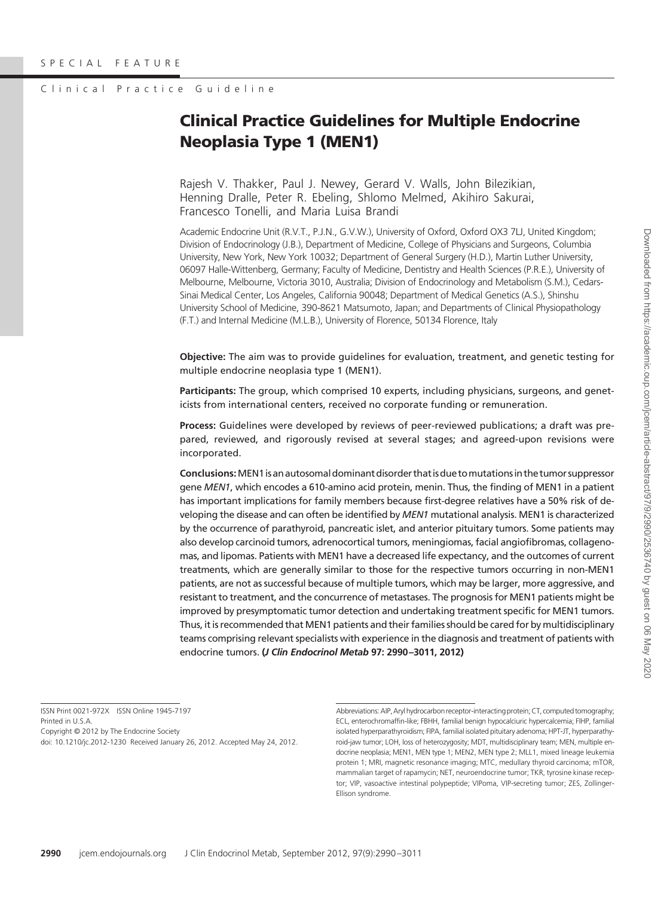SPECIAL FEATURE

Clinical Practice Guideline

# Clinical Practice Guidelines for Multiple Endocrine Neoplasia Type 1 (MEN1)

Rajesh V. Thakker, Paul J. Newey, Gerard V. Walls, John Bilezikian, Henning Dralle, Peter R. Ebeling, Shlomo Melmed, Akihiro Sakurai, Francesco Tonelli, and Maria Luisa Brandi

Academic Endocrine Unit (R.V.T., P.J.N., G.V.W.), University of Oxford, Oxford OX3 7LJ, United Kingdom; Division of Endocrinology (J.B.), Department of Medicine, College of Physicians and Surgeons, Columbia University, New York, New York 10032; Department of General Surgery (H.D.), Martin Luther University, 06097 Halle-Wittenberg, Germany; Faculty of Medicine, Dentistry and Health Sciences (P.R.E.), University of Melbourne, Melbourne, Victoria 3010, Australia; Division of Endocrinology and Metabolism (S.M.), Cedars-Sinai Medical Center, Los Angeles, California 90048; Department of Medical Genetics (A.S.), Shinshu University School of Medicine, 390-8621 Matsumoto, Japan; and Departments of Clinical Physiopathology (F.T.) and Internal Medicine (M.L.B.), University of Florence, 50134 Florence, Italy

**Objective:** The aim was to provide guidelines for evaluation, treatment, and genetic testing for multiple endocrine neoplasia type 1 (MEN1).

**Participants:** The group, which comprised 10 experts, including physicians, surgeons, and geneticists from international centers, received no corporate funding or remuneration.

**Process:** Guidelines were developed by reviews of peer-reviewed publications; a draft was prepared, reviewed, and rigorously revised at several stages; and agreed-upon revisions were incorporated.

**Conclusions:** MEN1 is an autosomal dominant disorder that is due to mutations in the tumor suppressor gene *MEN1*, which encodes a 610-amino acid protein, menin. Thus, the finding of MEN1 in a patient has important implications for family members because first-degree relatives have a 50% risk of developing the disease and can often be identified by *MEN1* mutational analysis. MEN1 is characterized by the occurrence of parathyroid, pancreatic islet, and anterior pituitary tumors. Some patients may also develop carcinoid tumors, adrenocortical tumors, meningiomas, facial angiofibromas, collagenomas, and lipomas. Patients with MEN1 have a decreased life expectancy, and the outcomes of current treatments, which are generally similar to those for the respective tumors occurring in non-MEN1 patients, are not as successful because of multiple tumors, which may be larger, more aggressive, and resistant to treatment, and the concurrence of metastases. The prognosis for MEN1 patients might be improved by presymptomatic tumor detection and undertaking treatment specific for MEN1 tumors. Thus, it is recommended that MEN1 patients and their families should be cared for by multidisciplinary teams comprising relevant specialists with experience in the diagnosis and treatment of patients with endocrine tumors. ***(J Clin Endocrinol Metab* 97: 2990–3011, 2012)**

ISSN Print 0021-972X ISSN Online 1945-7197
Printed in U.S.A.
Copyright © 2012 by The Endocrine Society
doi: 10.1210/jc.2012-1230 Received January 26, 2012. Accepted May 24, 2012.

Abbreviations: AIP, Aryl hydrocarbon receptor-interacting protein; CT, computed tomography; ECL, enterochromaffin-like; FBHH, familial benign hypocalciuric hypercalcemia; FIHP, familial isolated hyperparathyroidism; FIPA, familial isolated pituitary adenoma; HPT-JT, hyperparathyroid-jaw tumor; LOH, loss of heterozygosity; MDT, multidisciplinary team; MEN, multiple endocrine neoplasia; MEN1, MEN type 1; MEN2, MEN type 2; MLL1, mixed lineage leukemia protein 1; MRI, magnetic resonance imaging; MTC, medullary thyroid carcinoma; mTOR, mammalian target of rapamycin; NET, neuroendocrine tumor; TKR, tyrosine kinase receptor; VIP, vasoactive intestinal polypeptide; VIPoma, VIP-secreting tumor; ZES, Zollinger-Ellison syndrome.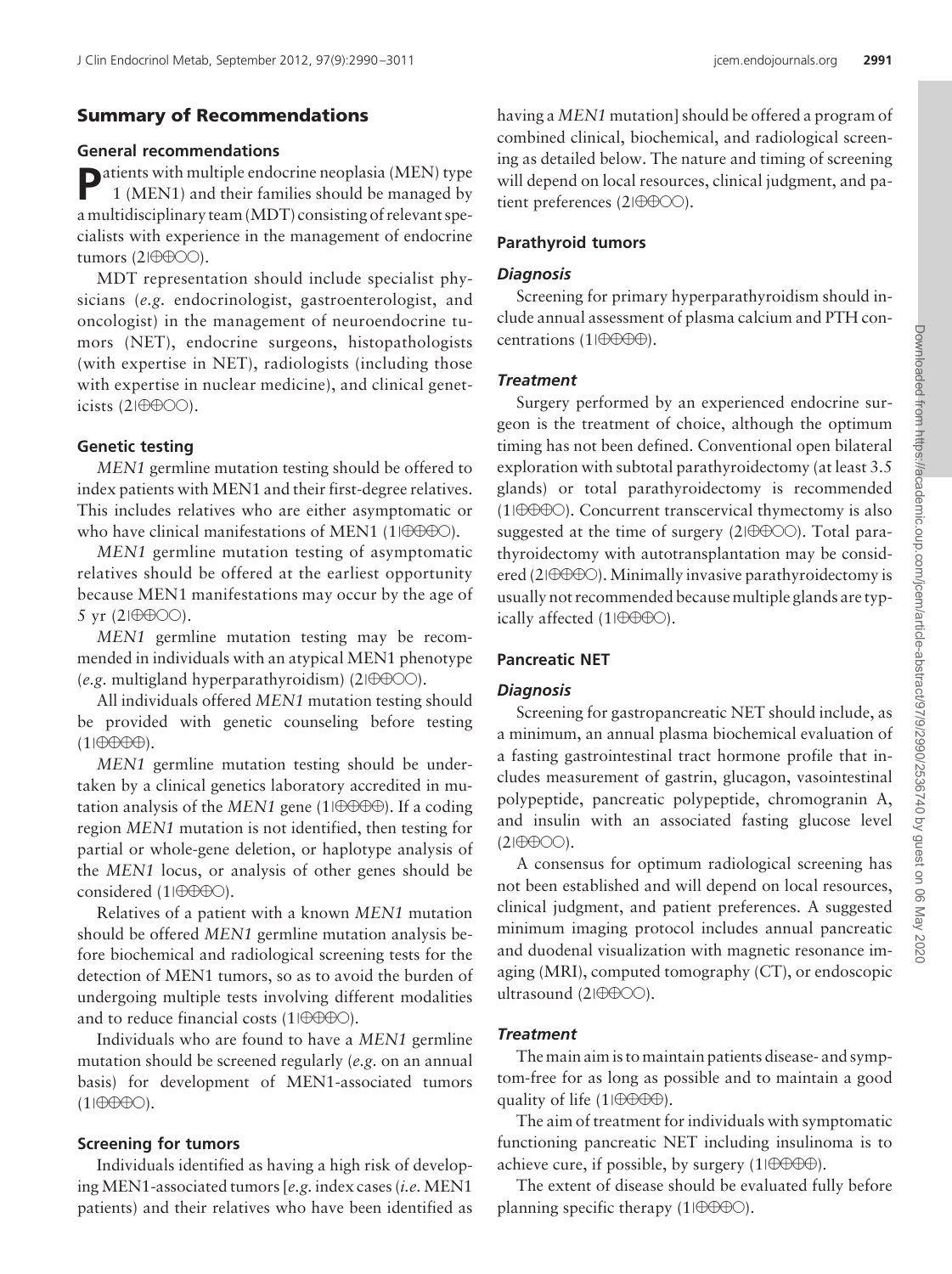## Summary of Recommendations

### General recommendations

Patients with multiple endocrine neoplasia (MEN) type 1 (MEN1) and their families should be managed by a multidisciplinary team (MDT) consisting of relevant specialists with experience in the management of endocrine tumors (2|⊕⊕○○).

MDT representation should include specialist physicians (*e.g.* endocrinologist, gastroenterologist, and oncologist) in the management of neuroendocrine tumors (NET), endocrine surgeons, histopathologists (with expertise in NET), radiologists (including those with expertise in nuclear medicine), and clinical geneticists (2|⊕⊕○○).

### Genetic testing

*MEN1* germline mutation testing should be offered to index patients with MEN1 and their first-degree relatives. This includes relatives who are either asymptomatic or who have clinical manifestations of MEN1 (1|⊕⊕⊕○).

*MEN1* germline mutation testing of asymptomatic relatives should be offered at the earliest opportunity because MEN1 manifestations may occur by the age of 5 yr (2|⊕⊕○○).

*MEN1* germline mutation testing may be recommended in individuals with an atypical MEN1 phenotype (*e.g.* multigland hyperparathyroidism) (2|⊕⊕○○).

All individuals offered *MEN1* mutation testing should be provided with genetic counseling before testing (1|⊕⊕⊕⊕).

*MEN1* germline mutation testing should be undertaken by a clinical genetics laboratory accredited in mutation analysis of the *MEN1* gene (1|⊕⊕⊕⊕). If a coding region *MEN1* mutation is not identified, then testing for partial or whole-gene deletion, or haplotype analysis of the *MEN1* locus, or analysis of other genes should be considered (1|⊕⊕⊕○).

Relatives of a patient with a known *MEN1* mutation should be offered *MEN1* germline mutation analysis before biochemical and radiological screening tests for the detection of MEN1 tumors, so as to avoid the burden of undergoing multiple tests involving different modalities and to reduce financial costs (1|⊕⊕⊕○).

Individuals who are found to have a *MEN1* germline mutation should be screened regularly (*e.g.* on an annual basis) for development of MEN1-associated tumors (1|⊕⊕⊕○).

### Screening for tumors

Individuals identified as having a high risk of developing MEN1-associated tumors [*e.g.* index cases (*i.e.* MEN1 patients) and their relatives who have been identified as having a *MEN1* mutation] should be offered a program of combined clinical, biochemical, and radiological screening as detailed below. The nature and timing of screening will depend on local resources, clinical judgment, and patient preferences (2|⊕⊕○○).

### Parathyroid tumors

#### *Diagnosis*

Screening for primary hyperparathyroidism should include annual assessment of plasma calcium and PTH concentrations (1|⊕⊕⊕⊕).

#### *Treatment*

Surgery performed by an experienced endocrine surgeon is the treatment of choice, although the optimum timing has not been defined. Conventional open bilateral exploration with subtotal parathyroidectomy (at least 3.5 glands) or total parathyroidectomy is recommended (1|⊕⊕⊕○). Concurrent transcervical thymectomy is also suggested at the time of surgery (2|⊕⊕○○). Total parathyroidectomy with autotransplantation may be considered (2|⊕⊕⊕○). Minimally invasive parathyroidectomy is usually not recommended because multiple glands are typically affected (1|⊕⊕⊕○).

### Pancreatic NET

#### *Diagnosis*

Screening for gastropancreatic NET should include, as a minimum, an annual plasma biochemical evaluation of a fasting gastrointestinal tract hormone profile that includes measurement of gastrin, glucagon, vasointestinal polypeptide, pancreatic polypeptide, chromogranin A, and insulin with an associated fasting glucose level (2|⊕⊕○○).

A consensus for optimum radiological screening has not been established and will depend on local resources, clinical judgment, and patient preferences. A suggested minimum imaging protocol includes annual pancreatic and duodenal visualization with magnetic resonance imaging (MRI), computed tomography (CT), or endoscopic ultrasound (2|⊕⊕○○).

#### *Treatment*

The main aim is to maintain patients disease- and symptom-free for as long as possible and to maintain a good quality of life (1|⊕⊕⊕⊕).

The aim of treatment for individuals with symptomatic functioning pancreatic NET including insulinoma is to achieve cure, if possible, by surgery (1|⊕⊕⊕⊕).

The extent of disease should be evaluated fully before planning specific therapy (1|⊕⊕⊕○).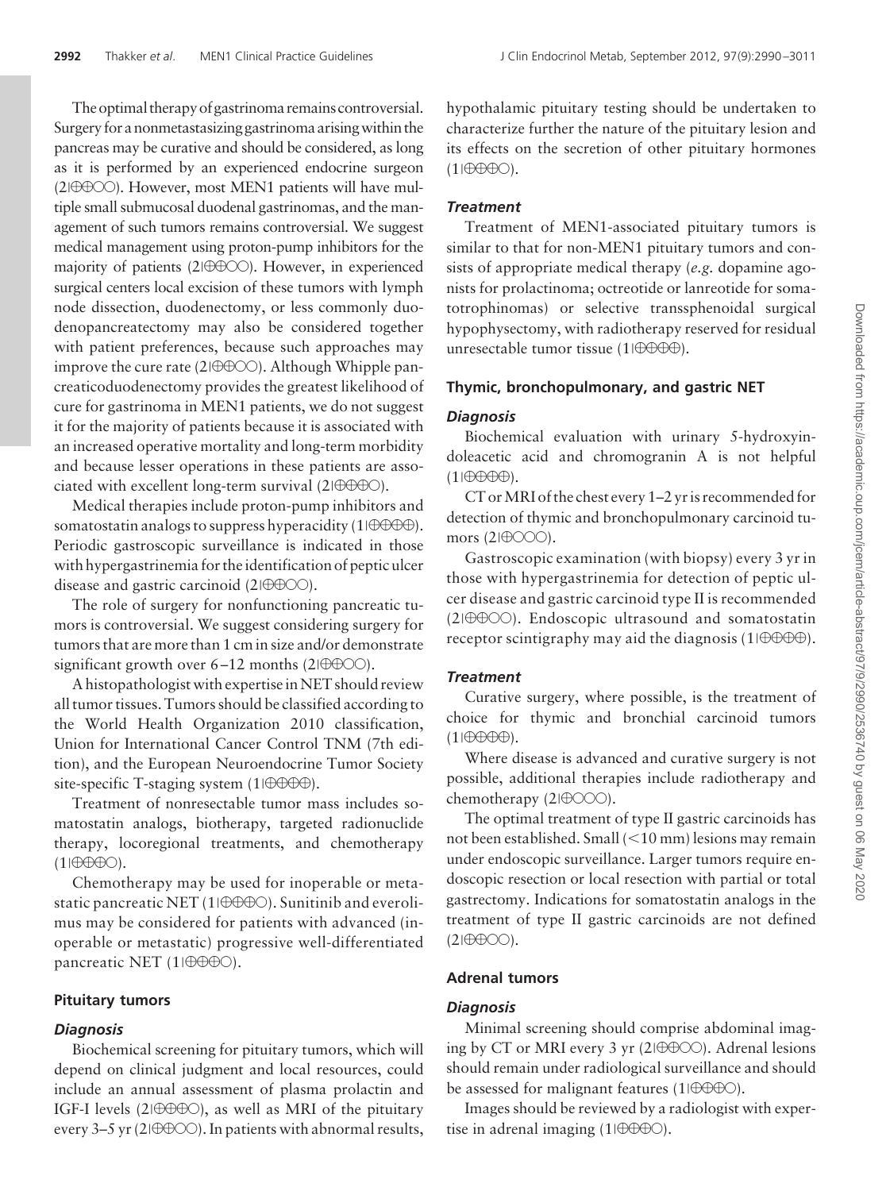The optimal therapy of gastrinoma remains controversial. Surgery for a nonmetastasizing gastrinoma arising within the pancreas may be curative and should be considered, as long as it is performed by an experienced endocrine surgeon (2|⊕⊕○○). However, most MEN1 patients will have multiple small submucosal duodenal gastrinomas, and the management of such tumors remains controversial. We suggest medical management using proton-pump inhibitors for the majority of patients (2|⊕⊕○○). However, in experienced surgical centers local excision of these tumors with lymph node dissection, duodenectomy, or less commonly duodenopancreatectomy may also be considered together with patient preferences, because such approaches may improve the cure rate (2|⊕⊕○○). Although Whipple pancreaticoduodenectomy provides the greatest likelihood of cure for gastrinoma in MEN1 patients, we do not suggest it for the majority of patients because it is associated with an increased operative mortality and long-term morbidity and because lesser operations in these patients are associated with excellent long-term survival (2|⊕⊕⊕○).

Medical therapies include proton-pump inhibitors and somatostatin analogs to suppress hyperacidity (1|⊕⊕⊕⊕). Periodic gastroscopic surveillance is indicated in those with hypergastrinemia for the identification of peptic ulcer disease and gastric carcinoid (2|⊕⊕○○).

The role of surgery for nonfunctioning pancreatic tumors is controversial. We suggest considering surgery for tumors that are more than 1 cm in size and/or demonstrate significant growth over 6–12 months (2|⊕⊕○○).

A histopathologist with expertise in NET should review all tumor tissues. Tumors should be classified according to the World Health Organization 2010 classification, Union for International Cancer Control TNM (7th edition), and the European Neuroendocrine Tumor Society site-specific T-staging system (1|⊕⊕⊕⊕).

Treatment of nonresectable tumor mass includes somatostatin analogs, biotherapy, targeted radionuclide therapy, locoregional treatments, and chemotherapy (1|⊕⊕⊕○).

Chemotherapy may be used for inoperable or metastatic pancreatic NET (1|⊕⊕⊕○). Sunitinib and everolimus may be considered for patients with advanced (inoperable or metastatic) progressive well-differentiated pancreatic NET (1|⊕⊕⊕○).

### Pituitary tumors

#### *Diagnosis*

Biochemical screening for pituitary tumors, which will depend on clinical judgment and local resources, could include an annual assessment of plasma prolactin and IGF-I levels (2|⊕⊕⊕○), as well as MRI of the pituitary every 3–5 yr (2|⊕⊕○○). In patients with abnormal results, hypothalamic pituitary testing should be undertaken to characterize further the nature of the pituitary lesion and its effects on the secretion of other pituitary hormones (1|⊕⊕⊕○).

#### *Treatment*

Treatment of MEN1-associated pituitary tumors is similar to that for non-MEN1 pituitary tumors and consists of appropriate medical therapy (*e.g.* dopamine agonists for prolactinoma; octreotide or lanreotide for somatotrophinomas) or selective transsphenoidal surgical hypophysectomy, with radiotherapy reserved for residual unresectable tumor tissue (1|⊕⊕⊕⊕).

### Thymic, bronchopulmonary, and gastric NET

#### *Diagnosis*

Biochemical evaluation with urinary 5-hydroxyindoleacetic acid and chromogranin A is not helpful (1|⊕⊕⊕⊕).

CT or MRI of the chest every 1–2 yr is recommended for detection of thymic and bronchopulmonary carcinoid tumors (2|⊕○○○).

Gastroscopic examination (with biopsy) every 3 yr in those with hypergastrinemia for detection of peptic ulcer disease and gastric carcinoid type II is recommended (2|⊕⊕○○). Endoscopic ultrasound and somatostatin receptor scintigraphy may aid the diagnosis (1|⊕⊕⊕⊕).

#### *Treatment*

Curative surgery, where possible, is the treatment of choice for thymic and bronchial carcinoid tumors (1|⊕⊕⊕⊕).

Where disease is advanced and curative surgery is not possible, additional therapies include radiotherapy and chemotherapy (2|⊕○○○).

The optimal treatment of type II gastric carcinoids has not been established. Small (<10 mm) lesions may remain under endoscopic surveillance. Larger tumors require endoscopic resection or local resection with partial or total gastrectomy. Indications for somatostatin analogs in the treatment of type II gastric carcinoids are not defined (2|⊕⊕○○).

### Adrenal tumors

#### *Diagnosis*

Minimal screening should comprise abdominal imaging by CT or MRI every 3 yr (2|⊕⊕○○). Adrenal lesions should remain under radiological surveillance and should be assessed for malignant features (1|⊕⊕⊕○).

Images should be reviewed by a radiologist with expertise in adrenal imaging (1|⊕⊕⊕○).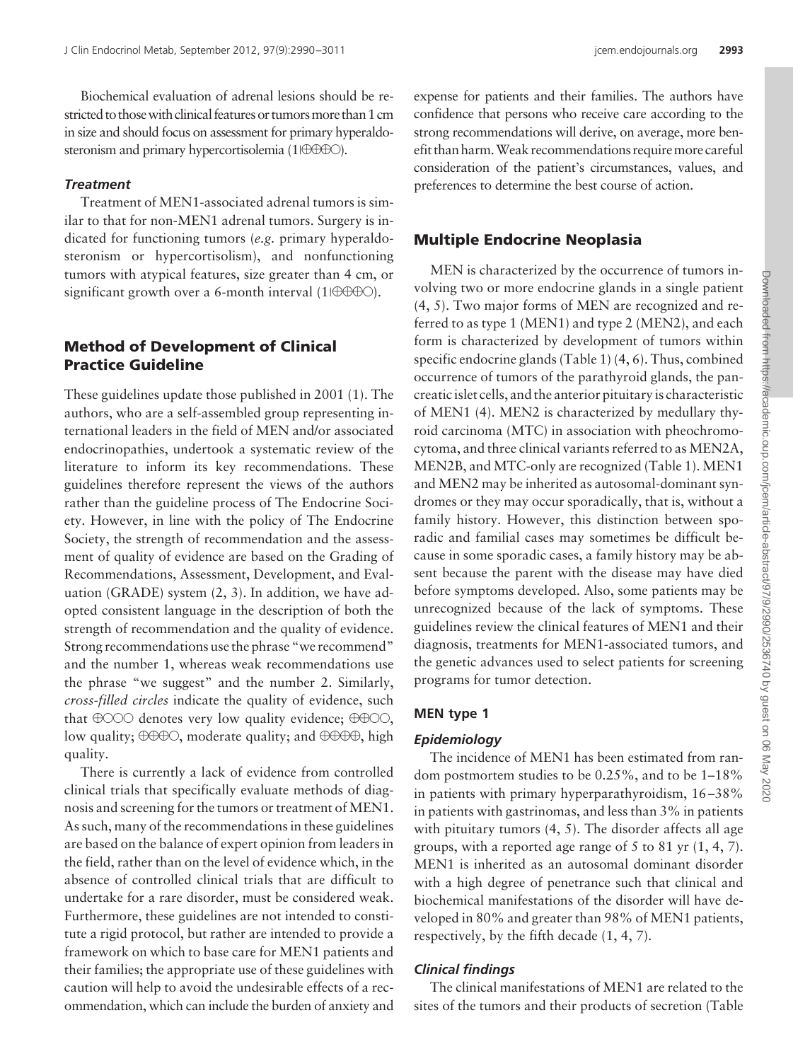Biochemical evaluation of adrenal lesions should be restricted to those with clinical features or tumors more than 1 cm in size and should focus on assessment for primary hyperaldosteronism and primary hypercortisolemia (1|⊕⊕⊕○).

### *Treatment*

Treatment of MEN1-associated adrenal tumors is similar to that for non-MEN1 adrenal tumors. Surgery is indicated for functioning tumors (*e.g.* primary hyperaldosteronism or hypercortisolism), and nonfunctioning tumors with atypical features, size greater than 4 cm, or significant growth over a 6-month interval (1|⊕⊕⊕○).

## Method of Development of Clinical Practice Guideline

These guidelines update those published in 2001 (1). The authors, who are a self-assembled group representing international leaders in the field of MEN and/or associated endocrinopathies, undertook a systematic review of the literature to inform its key recommendations. These guidelines therefore represent the views of the authors rather than the guideline process of The Endocrine Society. However, in line with the policy of The Endocrine Society, the strength of recommendation and the assessment of quality of evidence are based on the Grading of Recommendations, Assessment, Development, and Evaluation (GRADE) system (2, 3). In addition, we have adopted consistent language in the description of both the strength of recommendation and the quality of evidence. Strong recommendations use the phrase "we recommend" and the number 1, whereas weak recommendations use the phrase "we suggest" and the number 2. Similarly, *cross-filled circles* indicate the quality of evidence, such that ⊕○○○ denotes very low quality evidence; ⊕⊕○○, low quality; ⊕⊕⊕○, moderate quality; and ⊕⊕⊕⊕, high quality.

There is currently a lack of evidence from controlled clinical trials that specifically evaluate methods of diagnosis and screening for the tumors or treatment of MEN1. As such, many of the recommendations in these guidelines are based on the balance of expert opinion from leaders in the field, rather than on the level of evidence which, in the absence of controlled clinical trials that are difficult to undertake for a rare disorder, must be considered weak. Furthermore, these guidelines are not intended to constitute a rigid protocol, but rather are intended to provide a framework on which to base care for MEN1 patients and their families; the appropriate use of these guidelines with caution will help to avoid the undesirable effects of a recommendation, which can include the burden of anxiety and expense for patients and their families. The authors have confidence that persons who receive care according to the strong recommendations will derive, on average, more benefit than harm. Weak recommendations require more careful consideration of the patient's circumstances, values, and preferences to determine the best course of action.

## Multiple Endocrine Neoplasia

MEN is characterized by the occurrence of tumors involving two or more endocrine glands in a single patient (4, 5). Two major forms of MEN are recognized and referred to as type 1 (MEN1) and type 2 (MEN2), and each form is characterized by development of tumors within specific endocrine glands (Table 1) (4, 6). Thus, combined occurrence of tumors of the parathyroid glands, the pancreatic islet cells, and the anterior pituitary is characteristic of MEN1 (4). MEN2 is characterized by medullary thyroid carcinoma (MTC) in association with pheochromocytoma, and three clinical variants referred to as MEN2A, MEN2B, and MTC-only are recognized (Table 1). MEN1 and MEN2 may be inherited as autosomal-dominant syndromes or they may occur sporadically, that is, without a family history. However, this distinction between sporadic and familial cases may sometimes be difficult because in some sporadic cases, a family history may be absent because the parent with the disease may have died before symptoms developed. Also, some patients may be unrecognized because of the lack of symptoms. These guidelines review the clinical features of MEN1 and their diagnosis, treatments for MEN1-associated tumors, and the genetic advances used to select patients for screening programs for tumor detection.

### MEN type 1

#### *Epidemiology*

The incidence of MEN1 has been estimated from random postmortem studies to be 0.25%, and to be 1–18% in patients with primary hyperparathyroidism, 16–38% in patients with gastrinomas, and less than 3% in patients with pituitary tumors (4, 5). The disorder affects all age groups, with a reported age range of 5 to 81 yr (1, 4, 7). MEN1 is inherited as an autosomal dominant disorder with a high degree of penetrance such that clinical and biochemical manifestations of the disorder will have developed in 80% and greater than 98% of MEN1 patients, respectively, by the fifth decade (1, 4, 7).

#### *Clinical findings*

The clinical manifestations of MEN1 are related to the sites of the tumors and their products of secretion (Table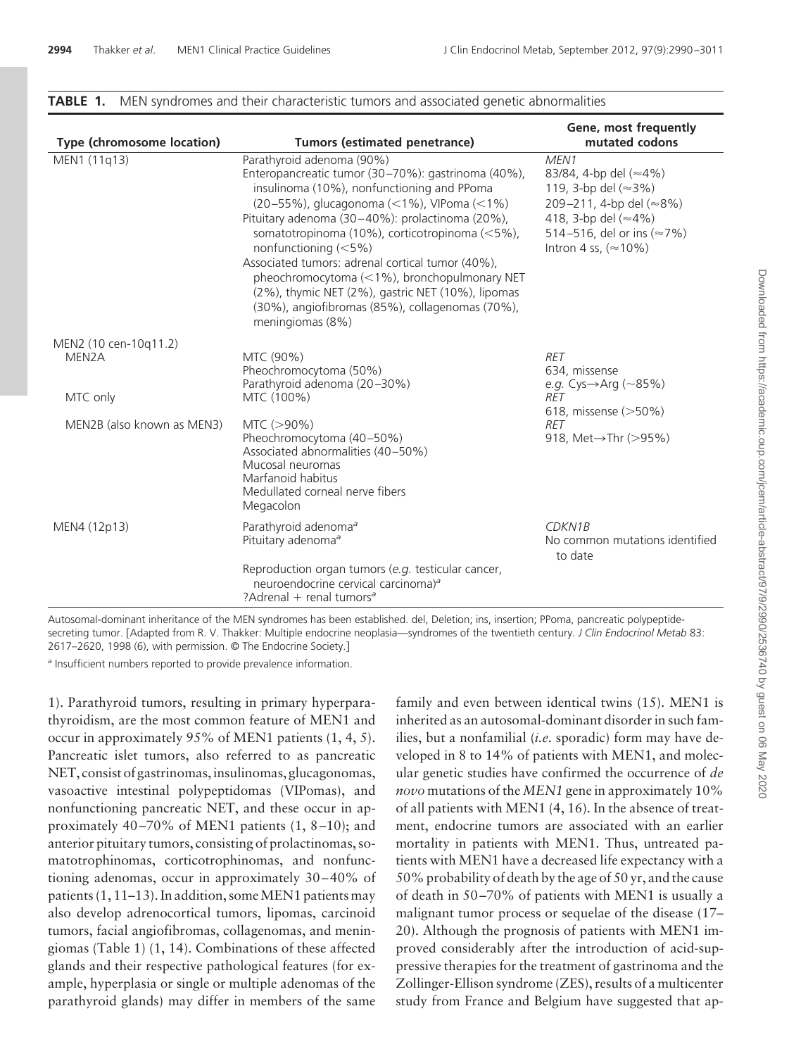**TABLE 1.** MEN syndromes and their characteristic tumors and associated genetic abnormalities

| Type (chromosome location) | Tumors (estimated penetrance) | Gene, most frequently mutated codons |
|---|---|---|
| MEN1 (11q13) | Parathyroid adenoma (90%)<br>Enteropancreatic tumor (30–70%): gastrinoma (40%), insulinoma (10%), nonfunctioning and PPoma (20–55%), glucagonoma (<1%), VIPoma (<1%)<br>Pituitary adenoma (30–40%): prolactinoma (20%), somatotropinoma (10%), corticotropinoma (<5%), nonfunctioning (<5%)<br>Associated tumors: adrenal cortical tumor (40%), pheochromocytoma (<1%), bronchopulmonary NET (2%), thymic NET (2%), gastric NET (10%), lipomas (30%), angiofibromas (85%), collagenomas (70%), meningiomas (8%) | *MEN1*<br>83/84, 4-bp del (≈4%)<br>119, 3-bp del (≈3%)<br>209–211, 4-bp del (≈8%)<br>418, 3-bp del (≈4%)<br>514–516, del or ins (≈7%)<br>Intron 4 ss, (≈10%) |
| MEN2 (10 cen-10q11.2) | | |
| MEN2A | MTC (90%)<br>Pheochromocytoma (50%)<br>Parathyroid adenoma (20–30%) | *RET*<br>634, missense<br>*e.g.* Cys→Arg (~85%) |
| MTC only | MTC (100%) | *RET*<br>618, missense (>50%) |
| MEN2B (also known as MEN3) | MTC (>90%)<br>Pheochromocytoma (40–50%)<br>Associated abnormalities (40–50%)<br>Mucosal neuromas<br>Marfanoid habitus<br>Medullated corneal nerve fibers<br>Megacolon | *RET*<br>918, Met→Thr (>95%) |
| MEN4 (12p13) | Parathyroid adenoma[a]<br>Pituitary adenoma[a]<br>Reproduction organ tumors (*e.g.* testicular cancer, neuroendocrine cervical carcinoma)[a]<br>?Adrenal + renal tumors[a] | *CDKN1B*<br>No common mutations identified to date |

Autosomal-dominant inheritance of the MEN syndromes has been established. del, Deletion; ins, insertion; PPoma, pancreatic polypeptide-secreting tumor. [Adapted from R. V. Thakker: Multiple endocrine neoplasia—syndromes of the twentieth century. *J Clin Endocrinol Metab* 83: 2617–2620, 1998 (6), with permission. © The Endocrine Society.]

[a] Insufficient numbers reported to provide prevalence information.

1). Parathyroid tumors, resulting in primary hyperparathyroidism, are the most common feature of MEN1 and occur in approximately 95% of MEN1 patients (1, 4, 5). Pancreatic islet tumors, also referred to as pancreatic NET, consist of gastrinomas, insulinomas, glucagonomas, vasoactive intestinal polypeptidomas (VIPomas), and nonfunctioning pancreatic NET, and these occur in approximately 40–70% of MEN1 patients (1, 8–10); and anterior pituitary tumors, consisting of prolactinomas, somatotrophinomas, corticotrophinomas, and nonfunctioning adenomas, occur in approximately 30–40% of patients (1, 11–13). In addition, some MEN1 patients may also develop adrenocortical tumors, lipomas, carcinoid tumors, facial angiofibromas, collagenomas, and meningiomas (Table 1) (1, 14). Combinations of these affected glands and their respective pathological features (for example, hyperplasia or single or multiple adenomas of the parathyroid glands) may differ in members of the same family and even between identical twins (15). MEN1 is inherited as an autosomal-dominant disorder in such families, but a nonfamilial (*i.e.* sporadic) form may have developed in 8 to 14% of patients with MEN1, and molecular genetic studies have confirmed the occurrence of *de novo* mutations of the *MEN1* gene in approximately 10% of all patients with MEN1 (4, 16). In the absence of treatment, endocrine tumors are associated with an earlier mortality in patients with MEN1. Thus, untreated patients with MEN1 have a decreased life expectancy with a 50% probability of death by the age of 50 yr, and the cause of death in 50–70% of patients with MEN1 is usually a malignant tumor process or sequelae of the disease (17–20). Although the prognosis of patients with MEN1 improved considerably after the introduction of acid-suppressive therapies for the treatment of gastrinoma and the Zollinger-Ellison syndrome (ZES), results of a multicenter study from France and Belgium have suggested that ap-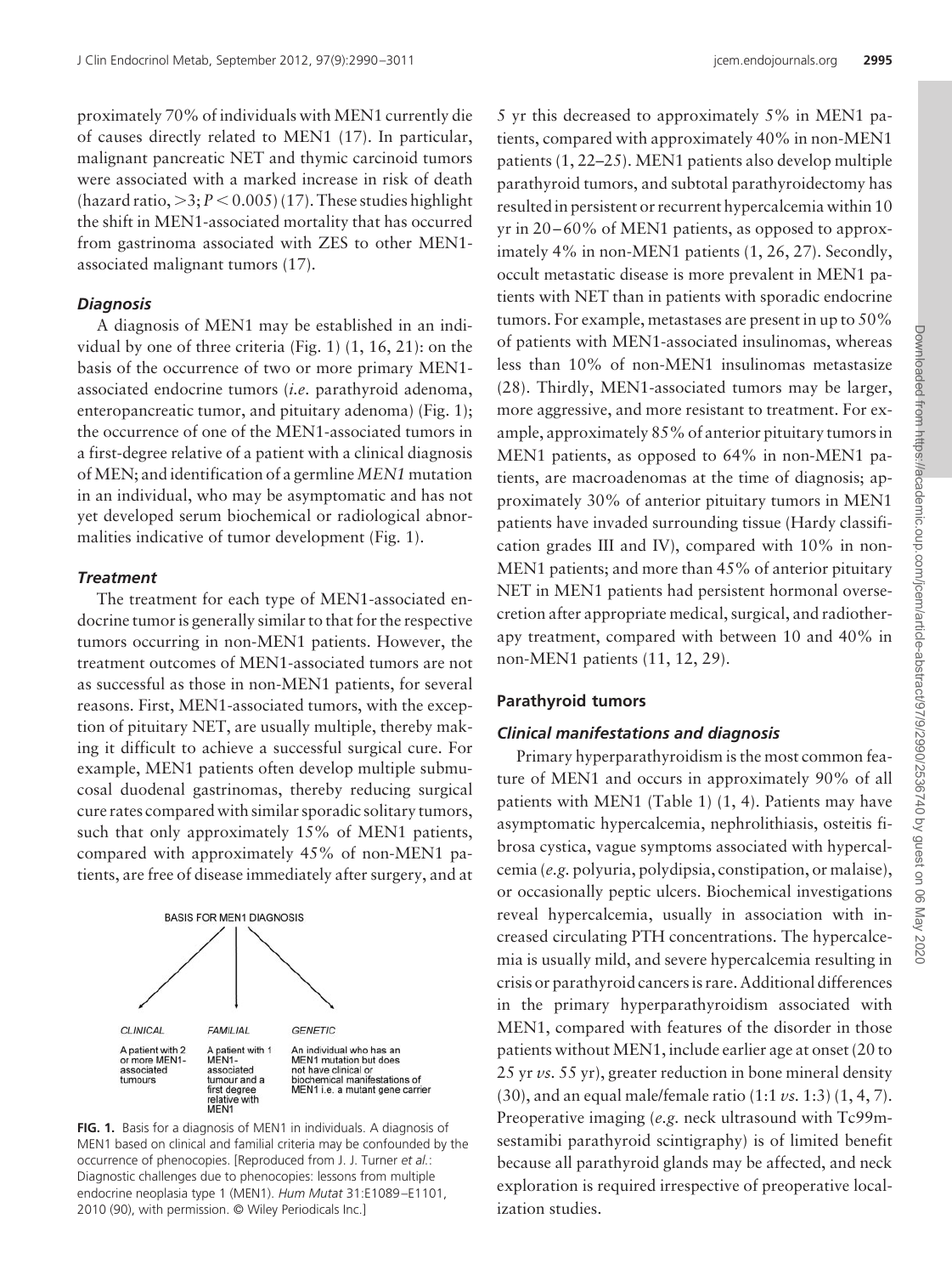proximately 70% of individuals with MEN1 currently die of causes directly related to MEN1 (17). In particular, malignant pancreatic NET and thymic carcinoid tumors were associated with a marked increase in risk of death (hazard ratio, $>3$; $P < 0.005$) (17). These studies highlight the shift in MEN1-associated mortality that has occurred from gastrinoma associated with ZES to other MEN1-associated malignant tumors (17).

### *Diagnosis*

A diagnosis of MEN1 may be established in an individual by one of three criteria (Fig. 1) (1, 16, 21): on the basis of the occurrence of two or more primary MEN1-associated endocrine tumors (*i.e.* parathyroid adenoma, enteropancreatic tumor, and pituitary adenoma) (Fig. 1); the occurrence of one of the MEN1-associated tumors in a first-degree relative of a patient with a clinical diagnosis of MEN; and identification of a germline *MEN1* mutation in an individual, who may be asymptomatic and has not yet developed serum biochemical or radiological abnormalities indicative of tumor development (Fig. 1).

### *Treatment*

The treatment for each type of MEN1-associated endocrine tumor is generally similar to that for the respective tumors occurring in non-MEN1 patients. However, the treatment outcomes of MEN1-associated tumors are not as successful as those in non-MEN1 patients, for several reasons. First, MEN1-associated tumors, with the exception of pituitary NET, are usually multiple, thereby making it difficult to achieve a successful surgical cure. For example, MEN1 patients often develop multiple submucosal duodenal gastrinomas, thereby reducing surgical cure rates compared with similar sporadic solitary tumors, such that only approximately 15% of MEN1 patients, compared with approximately 45% of non-MEN1 patients, are free of disease immediately after surgery, and at 5 yr this decreased to approximately 5% in MEN1 patients, compared with approximately 40% in non-MEN1 patients (1, 22–25). MEN1 patients also develop multiple parathyroid tumors, and subtotal parathyroidectomy has resulted in persistent or recurrent hypercalcemia within 10 yr in 20–60% of MEN1 patients, as opposed to approximately 4% in non-MEN1 patients (1, 26, 27). Secondly, occult metastatic disease is more prevalent in MEN1 patients with NET than in patients with sporadic endocrine tumors. For example, metastases are present in up to 50% of patients with MEN1-associated insulinomas, whereas less than 10% of non-MEN1 insulinomas metastasize (28). Thirdly, MEN1-associated tumors may be larger, more aggressive, and more resistant to treatment. For example, approximately 85% of anterior pituitary tumors in MEN1 patients, as opposed to 64% in non-MEN1 patients, are macroadenomas at the time of diagnosis; approximately 30% of anterior pituitary tumors in MEN1 patients have invaded surrounding tissue (Hardy classification grades III and IV), compared with 10% in non-MEN1 patients; and more than 45% of anterior pituitary NET in MEN1 patients had persistent hormonal oversecretion after appropriate medical, surgical, and radiotherapy treatment, compared with between 10 and 40% in non-MEN1 patients (11, 12, 29).

BASIS FOR MEN1 DIAGNOSIS

| CLINICAL | FAMILIAL | GENETIC |
|---|---|---|
| A patient with 2 or more MEN1-associated tumours | A patient with 1 MEN1-associated tumour and a first degree relative with MEN1 | An individual who has an MEN1 mutation but does not have clinical or biochemical manifestations of MEN1 i.e. a mutant gene carrier |

**FIG. 1.** Basis for a diagnosis of MEN1 in individuals. A diagnosis of MEN1 based on clinical and familial criteria may be confounded by the occurrence of phenocopies. [Reproduced from J. J. Turner *et al.*: Diagnostic challenges due to phenocopies: lessons from multiple endocrine neoplasia type 1 (MEN1). *Hum Mutat* 31:E1089–E1101, 2010 (90), with permission. © Wiley Periodicals Inc.]

## Parathyroid tumors

### *Clinical manifestations and diagnosis*

Primary hyperparathyroidism is the most common feature of MEN1 and occurs in approximately 90% of all patients with MEN1 (Table 1) (1, 4). Patients may have asymptomatic hypercalcemia, nephrolithiasis, osteitis fibrosa cystica, vague symptoms associated with hypercalcemia (*e.g.* polyuria, polydipsia, constipation, or malaise), or occasionally peptic ulcers. Biochemical investigations reveal hypercalcemia, usually in association with increased circulating PTH concentrations. The hypercalcemia is usually mild, and severe hypercalcemia resulting in crisis or parathyroid cancers is rare. Additional differences in the primary hyperparathyroidism associated with MEN1, compared with features of the disorder in those patients without MEN1, include earlier age at onset (20 to 25 yr *vs.* 55 yr), greater reduction in bone mineral density (30), and an equal male/female ratio (1:1 *vs.* 1:3) (1, 4, 7). Preoperative imaging (*e.g.* neck ultrasound with Tc99m-sestamibi parathyroid scintigraphy) is of limited benefit because all parathyroid glands may be affected, and neck exploration is required irrespective of preoperative localization studies.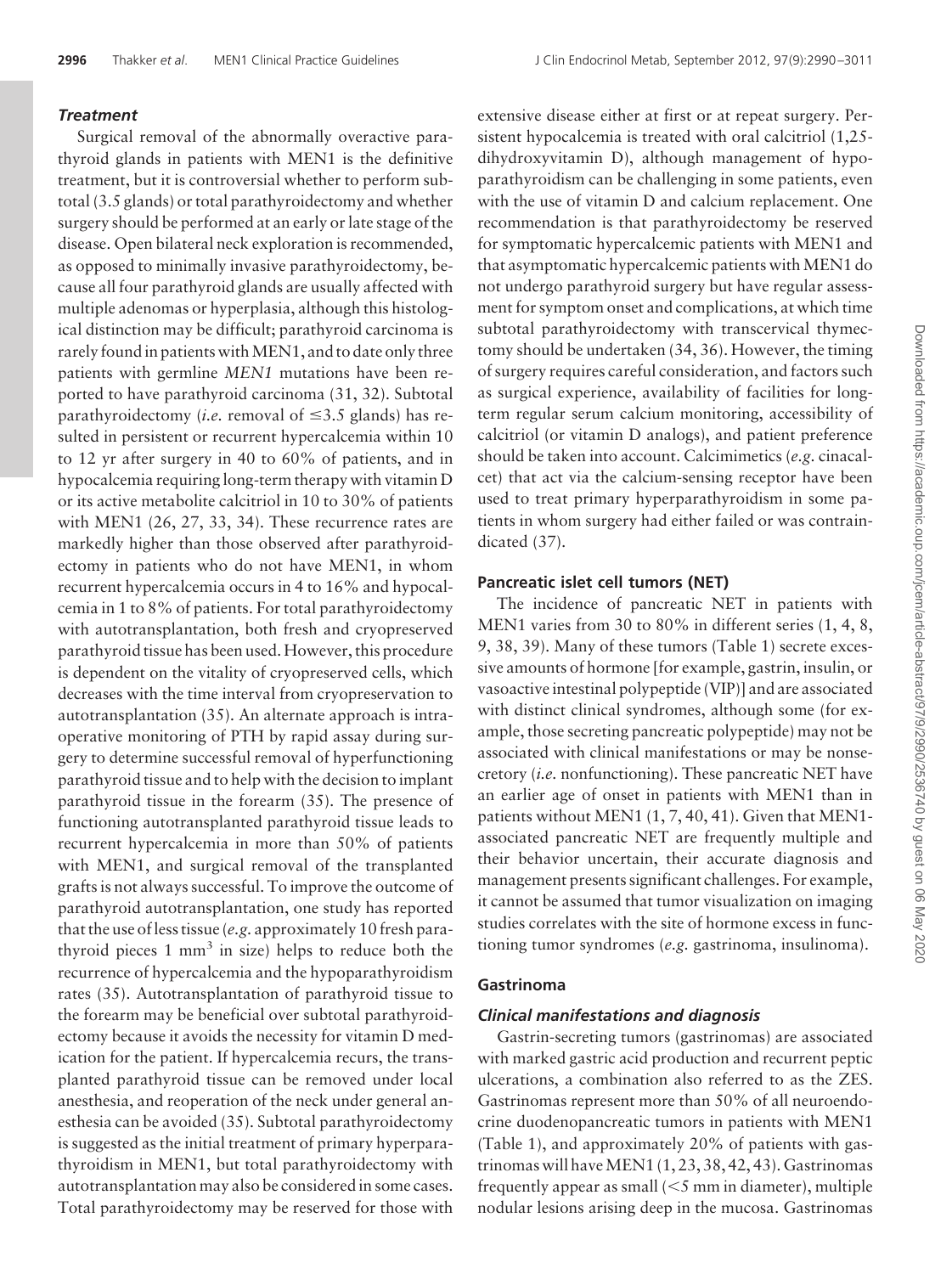### *Treatment*

Surgical removal of the abnormally overactive parathyroid glands in patients with MEN1 is the definitive treatment, but it is controversial whether to perform subtotal (3.5 glands) or total parathyroidectomy and whether surgery should be performed at an early or late stage of the disease. Open bilateral neck exploration is recommended, as opposed to minimally invasive parathyroidectomy, because all four parathyroid glands are usually affected with multiple adenomas or hyperplasia, although this histological distinction may be difficult; parathyroid carcinoma is rarely found in patients with MEN1, and to date only three patients with germline *MEN1* mutations have been reported to have parathyroid carcinoma (31, 32). Subtotal parathyroidectomy (*i.e.* removal of ≤3.5 glands) has resulted in persistent or recurrent hypercalcemia within 10 to 12 yr after surgery in 40 to 60% of patients, and in hypocalcemia requiring long-term therapy with vitamin D or its active metabolite calcitriol in 10 to 30% of patients with MEN1 (26, 27, 33, 34). These recurrence rates are markedly higher than those observed after parathyroidectomy in patients who do not have MEN1, in whom recurrent hypercalcemia occurs in 4 to 16% and hypocalcemia in 1 to 8% of patients. For total parathyroidectomy with autotransplantation, both fresh and cryopreserved parathyroid tissue has been used. However, this procedure is dependent on the vitality of cryopreserved cells, which decreases with the time interval from cryopreservation to autotransplantation (35). An alternate approach is intraoperative monitoring of PTH by rapid assay during surgery to determine successful removal of hyperfunctioning parathyroid tissue and to help with the decision to implant parathyroid tissue in the forearm (35). The presence of functioning autotransplanted parathyroid tissue leads to recurrent hypercalcemia in more than 50% of patients with MEN1, and surgical removal of the transplanted grafts is not always successful. To improve the outcome of parathyroid autotransplantation, one study has reported that the use of less tissue (*e.g.* approximately 10 fresh parathyroid pieces 1 $mm^3$ in size) helps to reduce both the recurrence of hypercalcemia and the hypoparathyroidism rates (35). Autotransplantation of parathyroid tissue to the forearm may be beneficial over subtotal parathyroidectomy because it avoids the necessity for vitamin D medication for the patient. If hypercalcemia recurs, the transplanted parathyroid tissue can be removed under local anesthesia, and reoperation of the neck under general anesthesia can be avoided (35). Subtotal parathyroidectomy is suggested as the initial treatment of primary hyperparathyroidism in MEN1, but total parathyroidectomy with autotransplantation may also be considered in some cases. Total parathyroidectomy may be reserved for those with extensive disease either at first or at repeat surgery. Persistent hypocalcemia is treated with oral calcitriol (1,25-dihydroxyvitamin D), although management of hypoparathyroidism can be challenging in some patients, even with the use of vitamin D and calcium replacement. One recommendation is that parathyroidectomy be reserved for symptomatic hypercalcemic patients with MEN1 and that asymptomatic hypercalcemic patients with MEN1 do not undergo parathyroid surgery but have regular assessment for symptom onset and complications, at which time subtotal parathyroidectomy with transcervical thymectomy should be undertaken (34, 36). However, the timing of surgery requires careful consideration, and factors such as surgical experience, availability of facilities for long-term regular serum calcium monitoring, accessibility of calcitriol (or vitamin D analogs), and patient preference should be taken into account. Calcimimetics (*e.g.* cinacalcet) that act via the calcium-sensing receptor have been used to treat primary hyperparathyroidism in some patients in whom surgery had either failed or was contraindicated (37).

## Pancreatic islet cell tumors (NET)

The incidence of pancreatic NET in patients with MEN1 varies from 30 to 80% in different series (1, 4, 8, 9, 38, 39). Many of these tumors (Table 1) secrete excessive amounts of hormone [for example, gastrin, insulin, or vasoactive intestinal polypeptide (VIP)] and are associated with distinct clinical syndromes, although some (for example, those secreting pancreatic polypeptide) may not be associated with clinical manifestations or may be nonsecretory (*i.e.* nonfunctioning). These pancreatic NET have an earlier age of onset in patients with MEN1 than in patients without MEN1 (1, 7, 40, 41). Given that MEN1-associated pancreatic NET are frequently multiple and their behavior uncertain, their accurate diagnosis and management presents significant challenges. For example, it cannot be assumed that tumor visualization on imaging studies correlates with the site of hormone excess in functioning tumor syndromes (*e.g.* gastrinoma, insulinoma).

## Gastrinoma

### *Clinical manifestations and diagnosis*

Gastrin-secreting tumors (gastrinomas) are associated with marked gastric acid production and recurrent peptic ulcerations, a combination also referred to as the ZES. Gastrinomas represent more than 50% of all neuroendocrine duodenopancreatic tumors in patients with MEN1 (Table 1), and approximately 20% of patients with gastrinomas will have MEN1 (1, 23, 38, 42, 43). Gastrinomas frequently appear as small (<5 mm in diameter), multiple nodular lesions arising deep in the mucosa. Gastrinomas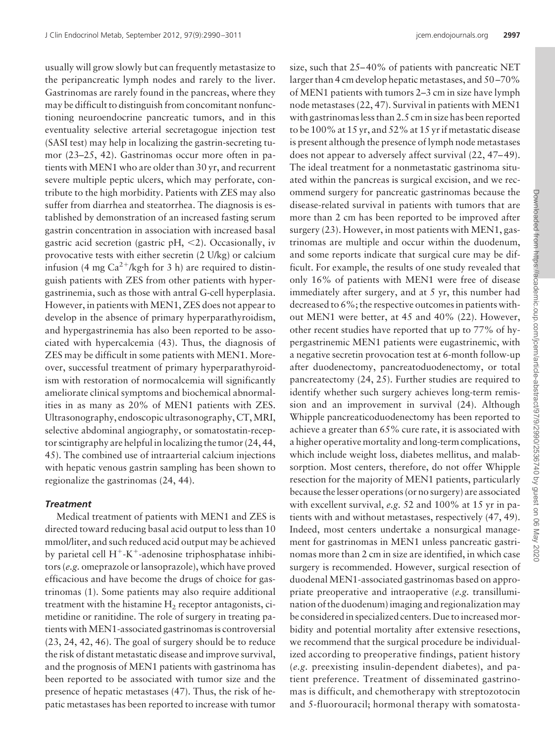usually will grow slowly but can frequently metastasize to the peripancreatic lymph nodes and rarely to the liver. Gastrinomas are rarely found in the pancreas, where they may be difficult to distinguish from concomitant nonfunctioning neuroendocrine pancreatic tumors, and in this eventuality selective arterial secretagogue injection test (SASI test) may help in localizing the gastrin-secreting tumor (23–25, 42). Gastrinomas occur more often in patients with MEN1 who are older than 30 yr, and recurrent severe multiple peptic ulcers, which may perforate, contribute to the high morbidity. Patients with ZES may also suffer from diarrhea and steatorrhea. The diagnosis is established by demonstration of an increased fasting serum gastrin concentration in association with increased basal gastric acid secretion (gastric pH, <2). Occasionally, iv provocative tests with either secretin (2 U/kg) or calcium infusion (4 mg $Ca^{2+}$/kg·h for 3 h) are required to distinguish patients with ZES from other patients with hypergastrinemia, such as those with antral G-cell hyperplasia. However, in patients with MEN1, ZES does not appear to develop in the absence of primary hyperparathyroidism, and hypergastrinemia has also been reported to be associated with hypercalcemia (43). Thus, the diagnosis of ZES may be difficult in some patients with MEN1. Moreover, successful treatment of primary hyperparathyroidism with restoration of normocalcemia will significantly ameliorate clinical symptoms and biochemical abnormalities in as many as 20% of MEN1 patients with ZES. Ultrasonography, endoscopic ultrasonography, CT, MRI, selective abdominal angiography, or somatostatin-receptor scintigraphy are helpful in localizing the tumor (24, 44, 45). The combined use of intraarterial calcium injections with hepatic venous gastrin sampling has been shown to regionalize the gastrinomas (24, 44).

### *Treatment*

Medical treatment of patients with MEN1 and ZES is directed toward reducing basal acid output to less than 10 mmol/liter, and such reduced acid output may be achieved by parietal cell $H^+$-$K^+$-adenosine triphosphatase inhibitors (*e.g.* omeprazole or lansoprazole), which have proved efficacious and have become the drugs of choice for gastrinomas (1). Some patients may also require additional treatment with the histamine $H_2$ receptor antagonists, cimetidine or ranitidine. The role of surgery in treating patients with MEN1-associated gastrinomas is controversial (23, 24, 42, 46). The goal of surgery should be to reduce the risk of distant metastatic disease and improve survival, and the prognosis of MEN1 patients with gastrinoma has been reported to be associated with tumor size and the presence of hepatic metastases (47). Thus, the risk of hepatic metastases has been reported to increase with tumor size, such that 25–40% of patients with pancreatic NET larger than 4 cm develop hepatic metastases, and 50–70% of MEN1 patients with tumors 2–3 cm in size have lymph node metastases (22, 47). Survival in patients with MEN1 with gastrinomas less than 2.5 cm in size has been reported to be 100% at 15 yr, and 52% at 15 yr if metastatic disease is present although the presence of lymph node metastases does not appear to adversely affect survival (22, 47–49). The ideal treatment for a nonmetastatic gastrinoma situated within the pancreas is surgical excision, and we recommend surgery for pancreatic gastrinomas because the disease-related survival in patients with tumors that are more than 2 cm has been reported to be improved after surgery (23). However, in most patients with MEN1, gastrinomas are multiple and occur within the duodenum, and some reports indicate that surgical cure may be difficult. For example, the results of one study revealed that only 16% of patients with MEN1 were free of disease immediately after surgery, and at 5 yr, this number had decreased to 6%; the respective outcomes in patients without MEN1 were better, at 45 and 40% (22). However, other recent studies have reported that up to 77% of hypergastrinemic MEN1 patients were eugastrinemic, with a negative secretin provocation test at 6-month follow-up after duodenectomy, pancreatoduodenectomy, or total pancreatectomy (24, 25). Further studies are required to identify whether such surgery achieves long-term remission and an improvement in survival (24). Although Whipple pancreaticoduodenectomy has been reported to achieve a greater than 65% cure rate, it is associated with a higher operative mortality and long-term complications, which include weight loss, diabetes mellitus, and malabsorption. Most centers, therefore, do not offer Whipple resection for the majority of MEN1 patients, particularly because the lesser operations (or no surgery) are associated with excellent survival, *e.g.* 52 and 100% at 15 yr in patients with and without metastases, respectively (47, 49). Indeed, most centers undertake a nonsurgical management for gastrinomas in MEN1 unless pancreatic gastrinomas more than 2 cm in size are identified, in which case surgery is recommended. However, surgical resection of duodenal MEN1-associated gastrinomas based on appropriate preoperative and intraoperative (*e.g.* transillumination of the duodenum) imaging and regionalization may be considered in specialized centers. Due to increased morbidity and potential mortality after extensive resections, we recommend that the surgical procedure be individualized according to preoperative findings, patient history (*e.g.* preexisting insulin-dependent diabetes), and patient preference. Treatment of disseminated gastrinomas is difficult, and chemotherapy with streptozotocin and 5-fluorouracil; hormonal therapy with somatosta-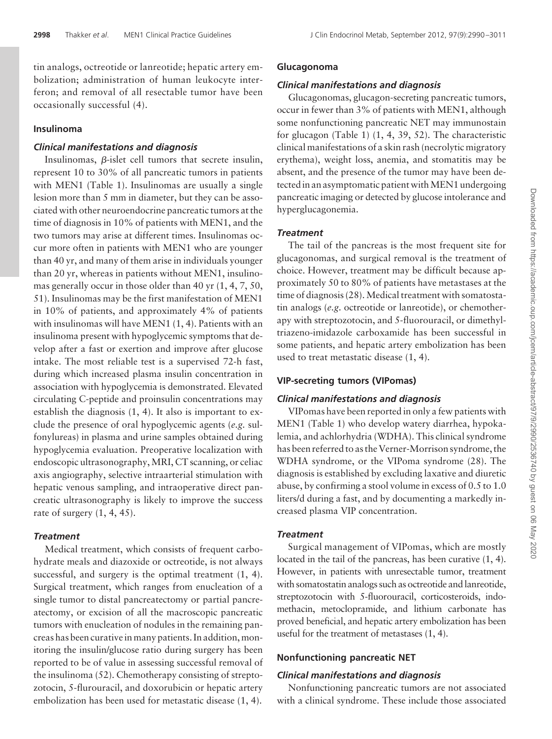tin analogs, octreotide or lanreotide; hepatic artery embolization; administration of human leukocyte interferon; and removal of all resectable tumor have been occasionally successful (4).

### Insulinoma

#### *Clinical manifestations and diagnosis*

Insulinomas, $\beta$-islet cell tumors that secrete insulin, represent 10 to 30% of all pancreatic tumors in patients with MEN1 (Table 1). Insulinomas are usually a single lesion more than 5 mm in diameter, but they can be associated with other neuroendocrine pancreatic tumors at the time of diagnosis in 10% of patients with MEN1, and the two tumors may arise at different times. Insulinomas occur more often in patients with MEN1 who are younger than 40 yr, and many of them arise in individuals younger than 20 yr, whereas in patients without MEN1, insulinomas generally occur in those older than 40 yr (1, 4, 7, 50, 51). Insulinomas may be the first manifestation of MEN1 in 10% of patients, and approximately 4% of patients with insulinomas will have MEN1 (1, 4). Patients with an insulinoma present with hypoglycemic symptoms that develop after a fast or exertion and improve after glucose intake. The most reliable test is a supervised 72-h fast, during which increased plasma insulin concentration in association with hypoglycemia is demonstrated. Elevated circulating C-peptide and proinsulin concentrations may establish the diagnosis (1, 4). It also is important to exclude the presence of oral hypoglycemic agents (*e.g.* sulfonylureas) in plasma and urine samples obtained during hypoglycemia evaluation. Preoperative localization with endoscopic ultrasonography, MRI, CT scanning, or celiac axis angiography, selective intraarterial stimulation with hepatic venous sampling, and intraoperative direct pancreatic ultrasonography is likely to improve the success rate of surgery (1, 4, 45).

#### *Treatment*

Medical treatment, which consists of frequent carbohydrate meals and diazoxide or octreotide, is not always successful, and surgery is the optimal treatment (1, 4). Surgical treatment, which ranges from enucleation of a single tumor to distal pancreatectomy or partial pancreatectomy, or excision of all the macroscopic pancreatic tumors with enucleation of nodules in the remaining pancreas has been curative in many patients. In addition, monitoring the insulin/glucose ratio during surgery has been reported to be of value in assessing successful removal of the insulinoma (52). Chemotherapy consisting of streptozotocin, 5-flurouracil, and doxorubicin or hepatic artery embolization has been used for metastatic disease (1, 4).

### Glucagonoma

#### *Clinical manifestations and diagnosis*

Glucagonomas, glucagon-secreting pancreatic tumors, occur in fewer than 3% of patients with MEN1, although some nonfunctioning pancreatic NET may immunostain for glucagon (Table 1) (1, 4, 39, 52). The characteristic clinical manifestations of a skin rash (necrolytic migratory erythema), weight loss, anemia, and stomatitis may be absent, and the presence of the tumor may have been detected in an asymptomatic patient with MEN1 undergoing pancreatic imaging or detected by glucose intolerance and hyperglucagonemia.

#### *Treatment*

The tail of the pancreas is the most frequent site for glucagonomas, and surgical removal is the treatment of choice. However, treatment may be difficult because approximately 50 to 80% of patients have metastases at the time of diagnosis (28). Medical treatment with somatostatin analogs (*e.g.* octreotide or lanreotide), or chemotherapy with streptozotocin, and 5-fluorouracil, or dimethyltriazeno-imidazole carboxamide has been successful in some patients, and hepatic artery embolization has been used to treat metastatic disease (1, 4).

### VIP-secreting tumors (VIPomas)

#### *Clinical manifestations and diagnosis*

VIPomas have been reported in only a few patients with MEN1 (Table 1) who develop watery diarrhea, hypokalemia, and achlorhydria (WDHA). This clinical syndrome has been referred to as the Verner-Morrison syndrome, the WDHA syndrome, or the VIPoma syndrome (28). The diagnosis is established by excluding laxative and diuretic abuse, by confirming a stool volume in excess of 0.5 to 1.0 liters/d during a fast, and by documenting a markedly increased plasma VIP concentration.

#### *Treatment*

Surgical management of VIPomas, which are mostly located in the tail of the pancreas, has been curative (1, 4). However, in patients with unresectable tumor, treatment with somatostatin analogs such as octreotide and lanreotide, streptozotocin with 5-fluorouracil, corticosteroids, indomethacin, metoclopramide, and lithium carbonate has proved beneficial, and hepatic artery embolization has been useful for the treatment of metastases (1, 4).

### Nonfunctioning pancreatic NET

#### *Clinical manifestations and diagnosis*

Nonfunctioning pancreatic tumors are not associated with a clinical syndrome. These include those associated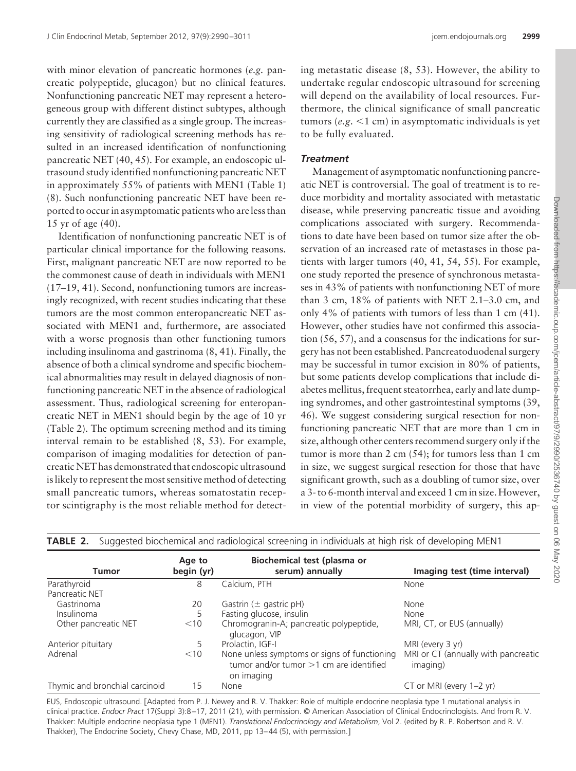with minor elevation of pancreatic hormones (*e.g.* pancreatic polypeptide, glucagon) but no clinical features. Nonfunctioning pancreatic NET may represent a heterogeneous group with different distinct subtypes, although currently they are classified as a single group. The increasing sensitivity of radiological screening methods has resulted in an increased identification of nonfunctioning pancreatic NET (40, 45). For example, an endoscopic ultrasound study identified nonfunctioning pancreatic NET in approximately 55% of patients with MEN1 (Table 1) (8). Such nonfunctioning pancreatic NET have been reported to occur in asymptomatic patients who are less than 15 yr of age (40).

Identification of nonfunctioning pancreatic NET is of particular clinical importance for the following reasons. First, malignant pancreatic NET are now reported to be the commonest cause of death in individuals with MEN1 (17–19, 41). Second, nonfunctioning tumors are increasingly recognized, with recent studies indicating that these tumors are the most common enteropancreatic NET associated with MEN1 and, furthermore, are associated with a worse prognosis than other functioning tumors including insulinoma and gastrinoma (8, 41). Finally, the absence of both a clinical syndrome and specific biochemical abnormalities may result in delayed diagnosis of nonfunctioning pancreatic NET in the absence of radiological assessment. Thus, radiological screening for enteropancreatic NET in MEN1 should begin by the age of 10 yr (Table 2). The optimum screening method and its timing interval remain to be established (8, 53). For example, comparison of imaging modalities for detection of pancreatic NET has demonstrated that endoscopic ultrasound is likely to represent the most sensitive method of detecting small pancreatic tumors, whereas somatostatin receptor scintigraphy is the most reliable method for detecting metastatic disease (8, 53). However, the ability to undertake regular endoscopic ultrasound for screening will depend on the availability of local resources. Furthermore, the clinical significance of small pancreatic tumors (*e.g.* <1 cm) in asymptomatic individuals is yet to be fully evaluated.

### *Treatment*

Management of asymptomatic nonfunctioning pancreatic NET is controversial. The goal of treatment is to reduce morbidity and mortality associated with metastatic disease, while preserving pancreatic tissue and avoiding complications associated with surgery. Recommendations to date have been based on tumor size after the observation of an increased rate of metastases in those patients with larger tumors (40, 41, 54, 55). For example, one study reported the presence of synchronous metastases in 43% of patients with nonfunctioning NET of more than 3 cm, 18% of patients with NET 2.1–3.0 cm, and only 4% of patients with tumors of less than 1 cm (41). However, other studies have not confirmed this association (56, 57), and a consensus for the indications for surgery has not been established. Pancreatoduodenal surgery may be successful in tumor excision in 80% of patients, but some patients develop complications that include diabetes mellitus, frequent steatorrhea, early and late dumping syndromes, and other gastrointestinal symptoms (39, 46). We suggest considering surgical resection for nonfunctioning pancreatic NET that are more than 1 cm in size, although other centers recommend surgery only if the tumor is more than 2 cm (54); for tumors less than 1 cm in size, we suggest surgical resection for those that have significant growth, such as a doubling of tumor size, over a 3- to 6-month interval and exceed 1 cm in size. However, in view of the potential morbidity of surgery, this ap-

**TABLE 2.** Suggested biochemical and radiological screening in individuals at high risk of developing MEN1

| Tumor | Age to begin (yr) | Biochemical test (plasma or serum) annually | Imaging test (time interval) |
|---|---|---|---|
| Parathyroid | 8 | Calcium, PTH | None |
| Pancreatic NET | | | |
| Gastrinoma | 20 | Gastrin (± gastric pH) | None |
| Insulinoma | 5 | Fasting glucose, insulin | None |
| Other pancreatic NET | <10 | Chromogranin-A; pancreatic polypeptide, glucagon, VIP | MRI, CT, or EUS (annually) |
| Anterior pituitary | 5 | Prolactin, IGF-I | MRI (every 3 yr) |
| Adrenal | <10 | None unless symptoms or signs of functioning tumor and/or tumor >1 cm are identified on imaging | MRI or CT (annually with pancreatic imaging) |
| Thymic and bronchial carcinoid | 15 | None | CT or MRI (every 1–2 yr) |

EUS, Endoscopic ultrasound. [Adapted from P. J. Newey and R. V. Thakker: Role of multiple endocrine neoplasia type 1 mutational analysis in clinical practice. *Endocr Pract* 17(Suppl 3):8–17, 2011 (21), with permission. © American Association of Clinical Endocrinologists. And from R. V. Thakker: Multiple endocrine neoplasia type 1 (MEN1). *Translational Endocrinology and Metabolism*, Vol 2. (edited by R. P. Robertson and R. V. Thakker), The Endocrine Society, Chevy Chase, MD, 2011, pp 13–44 (5), with permission.]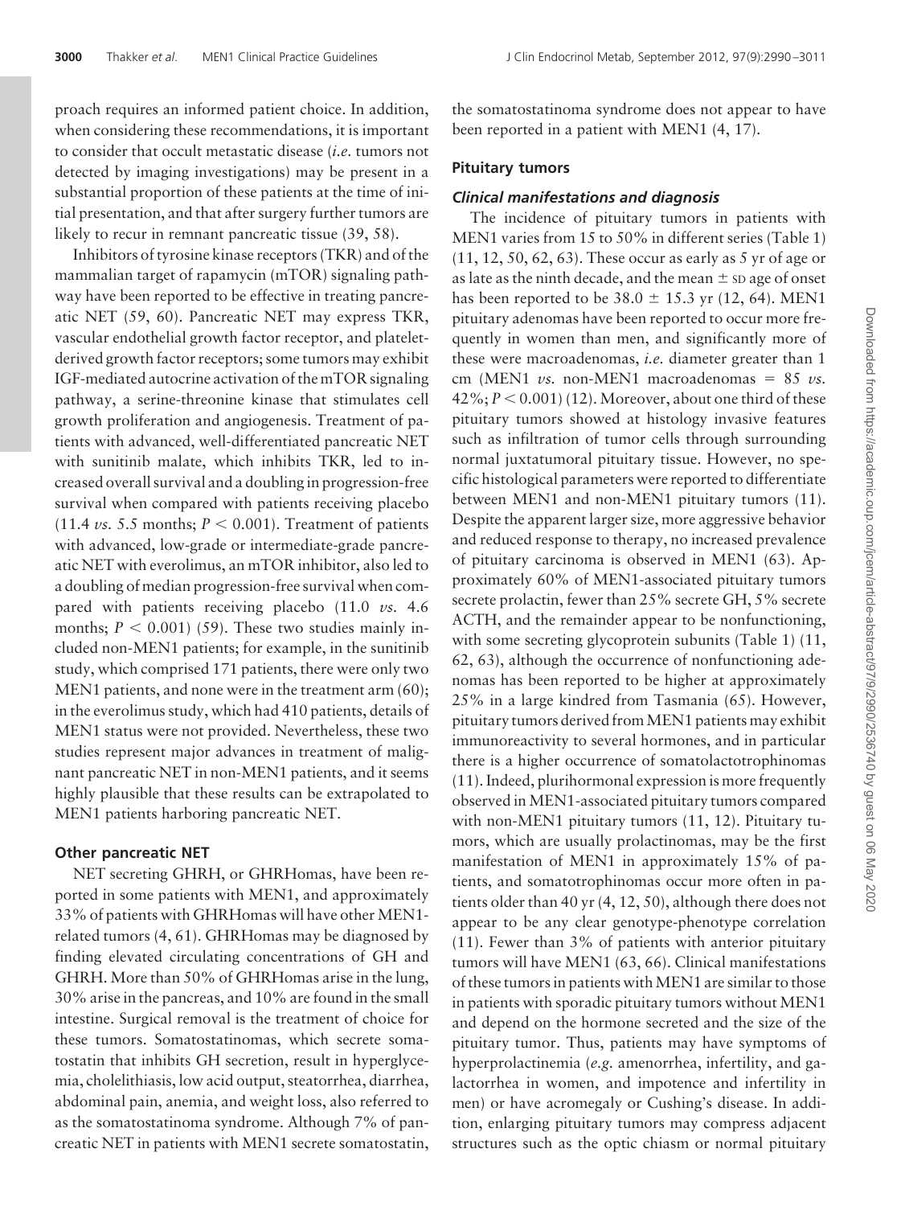proach requires an informed patient choice. In addition, when considering these recommendations, it is important to consider that occult metastatic disease (*i.e.* tumors not detected by imaging investigations) may be present in a substantial proportion of these patients at the time of initial presentation, and that after surgery further tumors are likely to recur in remnant pancreatic tissue (39, 58).

Inhibitors of tyrosine kinase receptors (TKR) and of the mammalian target of rapamycin (mTOR) signaling pathway have been reported to be effective in treating pancreatic NET (59, 60). Pancreatic NET may express TKR, vascular endothelial growth factor receptor, and platelet-derived growth factor receptors; some tumors may exhibit IGF-mediated autocrine activation of the mTOR signaling pathway, a serine-threonine kinase that stimulates cell growth proliferation and angiogenesis. Treatment of patients with advanced, well-differentiated pancreatic NET with sunitinib malate, which inhibits TKR, led to increased overall survival and a doubling in progression-free survival when compared with patients receiving placebo (11.4 *vs.* 5.5 months; $P < 0.001$). Treatment of patients with advanced, low-grade or intermediate-grade pancreatic NET with everolimus, an mTOR inhibitor, also led to a doubling of median progression-free survival when compared with patients receiving placebo (11.0 *vs.* 4.6 months; $P < 0.001$) (59). These two studies mainly included non-MEN1 patients; for example, in the sunitinib study, which comprised 171 patients, there were only two MEN1 patients, and none were in the treatment arm (60); in the everolimus study, which had 410 patients, details of MEN1 status were not provided. Nevertheless, these two studies represent major advances in treatment of malignant pancreatic NET in non-MEN1 patients, and it seems highly plausible that these results can be extrapolated to MEN1 patients harboring pancreatic NET.

### Other pancreatic NET

NET secreting GHRH, or GHRHomas, have been reported in some patients with MEN1, and approximately 33% of patients with GHRHomas will have other MEN1-related tumors (4, 61). GHRHomas may be diagnosed by finding elevated circulating concentrations of GH and GHRH. More than 50% of GHRHomas arise in the lung, 30% arise in the pancreas, and 10% are found in the small intestine. Surgical removal is the treatment of choice for these tumors. Somatostatinomas, which secrete somatostatin that inhibits GH secretion, result in hyperglycemia, cholelithiasis, low acid output, steatorrhea, diarrhea, abdominal pain, anemia, and weight loss, also referred to as the somatostatinoma syndrome. Although 7% of pancreatic NET in patients with MEN1 secrete somatostatin, the somatostatinoma syndrome does not appear to have been reported in a patient with MEN1 (4, 17).

### Pituitary tumors

#### *Clinical manifestations and diagnosis*

The incidence of pituitary tumors in patients with MEN1 varies from 15 to 50% in different series (Table 1) (11, 12, 50, 62, 63). These occur as early as 5 yr of age or as late as the ninth decade, and the mean ± SD age of onset has been reported to be 38.0 ± 15.3 yr (12, 64). MEN1 pituitary adenomas have been reported to occur more frequently in women than men, and significantly more of these were macroadenomas, *i.e.* diameter greater than 1 cm (MEN1 *vs.* non-MEN1 macroadenomas = 85 *vs.* 42%; $P < 0.001$) (12). Moreover, about one third of these pituitary tumors showed at histology invasive features such as infiltration of tumor cells through surrounding normal juxtatumoral pituitary tissue. However, no specific histological parameters were reported to differentiate between MEN1 and non-MEN1 pituitary tumors (11). Despite the apparent larger size, more aggressive behavior and reduced response to therapy, no increased prevalence of pituitary carcinoma is observed in MEN1 (63). Approximately 60% of MEN1-associated pituitary tumors secrete prolactin, fewer than 25% secrete GH, 5% secrete ACTH, and the remainder appear to be nonfunctioning, with some secreting glycoprotein subunits (Table 1) (11, 62, 63), although the occurrence of nonfunctioning adenomas has been reported to be higher at approximately 25% in a large kindred from Tasmania (65). However, pituitary tumors derived from MEN1 patients may exhibit immunoreactivity to several hormones, and in particular there is a higher occurrence of somatolactotrophinomas (11). Indeed, plurihormonal expression is more frequently observed in MEN1-associated pituitary tumors compared with non-MEN1 pituitary tumors (11, 12). Pituitary tumors, which are usually prolactinomas, may be the first manifestation of MEN1 in approximately 15% of patients, and somatotrophinomas occur more often in patients older than 40 yr (4, 12, 50), although there does not appear to be any clear genotype-phenotype correlation (11). Fewer than 3% of patients with anterior pituitary tumors will have MEN1 (63, 66). Clinical manifestations of these tumors in patients with MEN1 are similar to those in patients with sporadic pituitary tumors without MEN1 and depend on the hormone secreted and the size of the pituitary tumor. Thus, patients may have symptoms of hyperprolactinemia (*e.g.* amenorrhea, infertility, and galactorrhea in women, and impotence and infertility in men) or have acromegaly or Cushing's disease. In addition, enlarging pituitary tumors may compress adjacent structures such as the optic chiasm or normal pituitary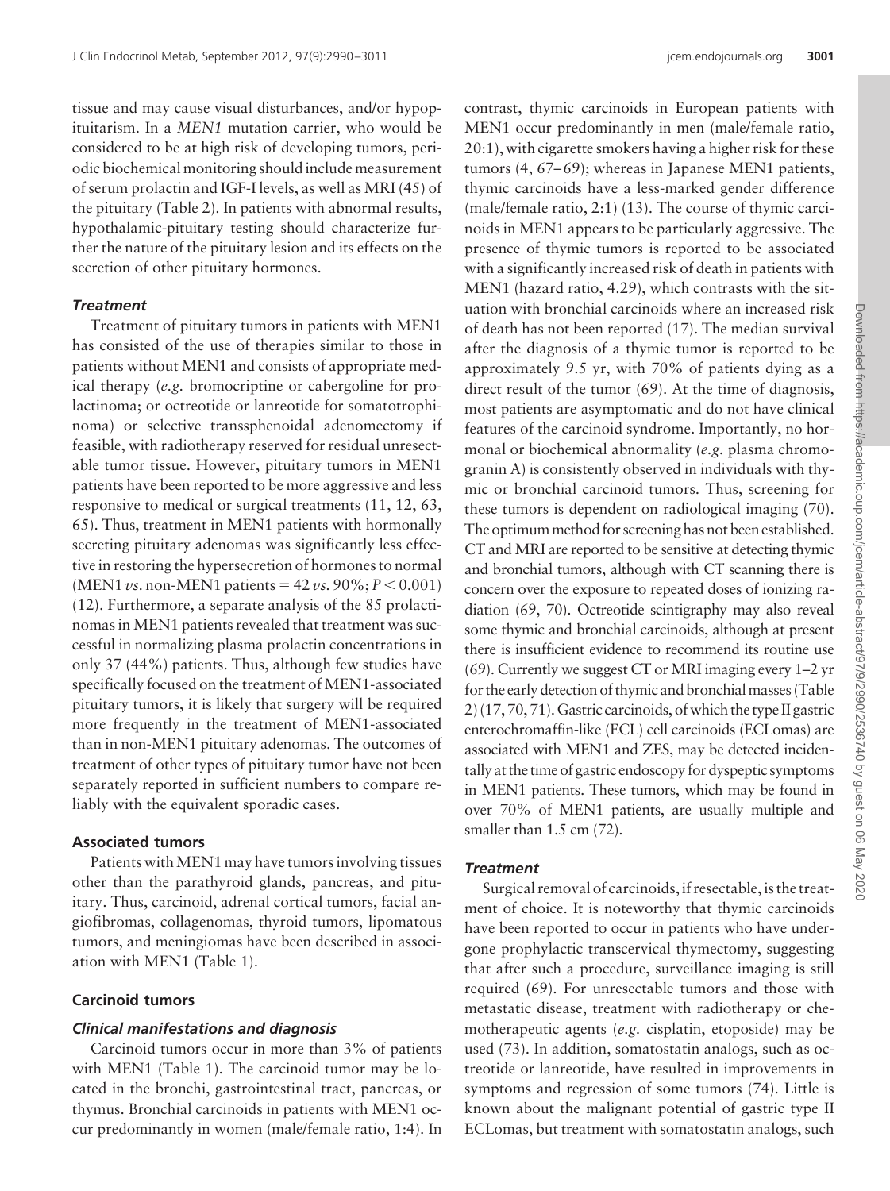tissue and may cause visual disturbances, and/or hypopituitarism. In a *MEN1* mutation carrier, who would be considered to be at high risk of developing tumors, periodic biochemical monitoring should include measurement of serum prolactin and IGF-I levels, as well as MRI (45) of the pituitary (Table 2). In patients with abnormal results, hypothalamic-pituitary testing should characterize further the nature of the pituitary lesion and its effects on the secretion of other pituitary hormones.

#### *Treatment*

Treatment of pituitary tumors in patients with MEN1 has consisted of the use of therapies similar to those in patients without MEN1 and consists of appropriate medical therapy (*e.g.* bromocriptine or cabergoline for prolactinoma; or octreotide or lanreotide for somatotrophinoma) or selective transsphenoidal adenomectomy if feasible, with radiotherapy reserved for residual unresectable tumor tissue. However, pituitary tumors in MEN1 patients have been reported to be more aggressive and less responsive to medical or surgical treatments (11, 12, 63, 65). Thus, treatment in MEN1 patients with hormonally secreting pituitary adenomas was significantly less effective in restoring the hypersecretion of hormones to normal (MEN1 *vs.* non-MEN1 patients = 42 *vs.* 90%; $P < 0.001$) (12). Furthermore, a separate analysis of the 85 prolactinomas in MEN1 patients revealed that treatment was successful in normalizing plasma prolactin concentrations in only 37 (44%) patients. Thus, although few studies have specifically focused on the treatment of MEN1-associated pituitary tumors, it is likely that surgery will be required more frequently in the treatment of MEN1-associated than in non-MEN1 pituitary adenomas. The outcomes of treatment of other types of pituitary tumor have not been separately reported in sufficient numbers to compare reliably with the equivalent sporadic cases.

### Associated tumors

Patients with MEN1 may have tumors involving tissues other than the parathyroid glands, pancreas, and pituitary. Thus, carcinoid, adrenal cortical tumors, facial angiofibromas, collagenomas, thyroid tumors, lipomatous tumors, and meningiomas have been described in association with MEN1 (Table 1).

### Carcinoid tumors

#### *Clinical manifestations and diagnosis*

Carcinoid tumors occur in more than 3% of patients with MEN1 (Table 1). The carcinoid tumor may be located in the bronchi, gastrointestinal tract, pancreas, or thymus. Bronchial carcinoids in patients with MEN1 occur predominantly in women (male/female ratio, 1:4). In contrast, thymic carcinoids in European patients with MEN1 occur predominantly in men (male/female ratio, 20:1), with cigarette smokers having a higher risk for these tumors (4, 67–69); whereas in Japanese MEN1 patients, thymic carcinoids have a less-marked gender difference (male/female ratio, 2:1) (13). The course of thymic carcinoids in MEN1 appears to be particularly aggressive. The presence of thymic tumors is reported to be associated with a significantly increased risk of death in patients with MEN1 (hazard ratio, 4.29), which contrasts with the situation with bronchial carcinoids where an increased risk of death has not been reported (17). The median survival after the diagnosis of a thymic tumor is reported to be approximately 9.5 yr, with 70% of patients dying as a direct result of the tumor (69). At the time of diagnosis, most patients are asymptomatic and do not have clinical features of the carcinoid syndrome. Importantly, no hormonal or biochemical abnormality (*e.g.* plasma chromogranin A) is consistently observed in individuals with thymic or bronchial carcinoid tumors. Thus, screening for these tumors is dependent on radiological imaging (70). The optimum method for screening has not been established. CT and MRI are reported to be sensitive at detecting thymic and bronchial tumors, although with CT scanning there is concern over the exposure to repeated doses of ionizing radiation (69, 70). Octreotide scintigraphy may also reveal some thymic and bronchial carcinoids, although at present there is insufficient evidence to recommend its routine use (69). Currently we suggest CT or MRI imaging every 1–2 yr for the early detection of thymic and bronchial masses (Table 2) (17, 70, 71). Gastric carcinoids, of which the type II gastric enterochromaffin-like (ECL) cell carcinoids (ECLomas) are associated with MEN1 and ZES, may be detected incidentally at the time of gastric endoscopy for dyspeptic symptoms in MEN1 patients. These tumors, which may be found in over 70% of MEN1 patients, are usually multiple and smaller than 1.5 cm (72).

#### *Treatment*

Surgical removal of carcinoids, if resectable, is the treatment of choice. It is noteworthy that thymic carcinoids have been reported to occur in patients who have undergone prophylactic transcervical thymectomy, suggesting that after such a procedure, surveillance imaging is still required (69). For unresectable tumors and those with metastatic disease, treatment with radiotherapy or chemotherapeutic agents (*e.g.* cisplatin, etoposide) may be used (73). In addition, somatostatin analogs, such as octreotide or lanreotide, have resulted in improvements in symptoms and regression of some tumors (74). Little is known about the malignant potential of gastric type II ECLomas, but treatment with somatostatin analogs, such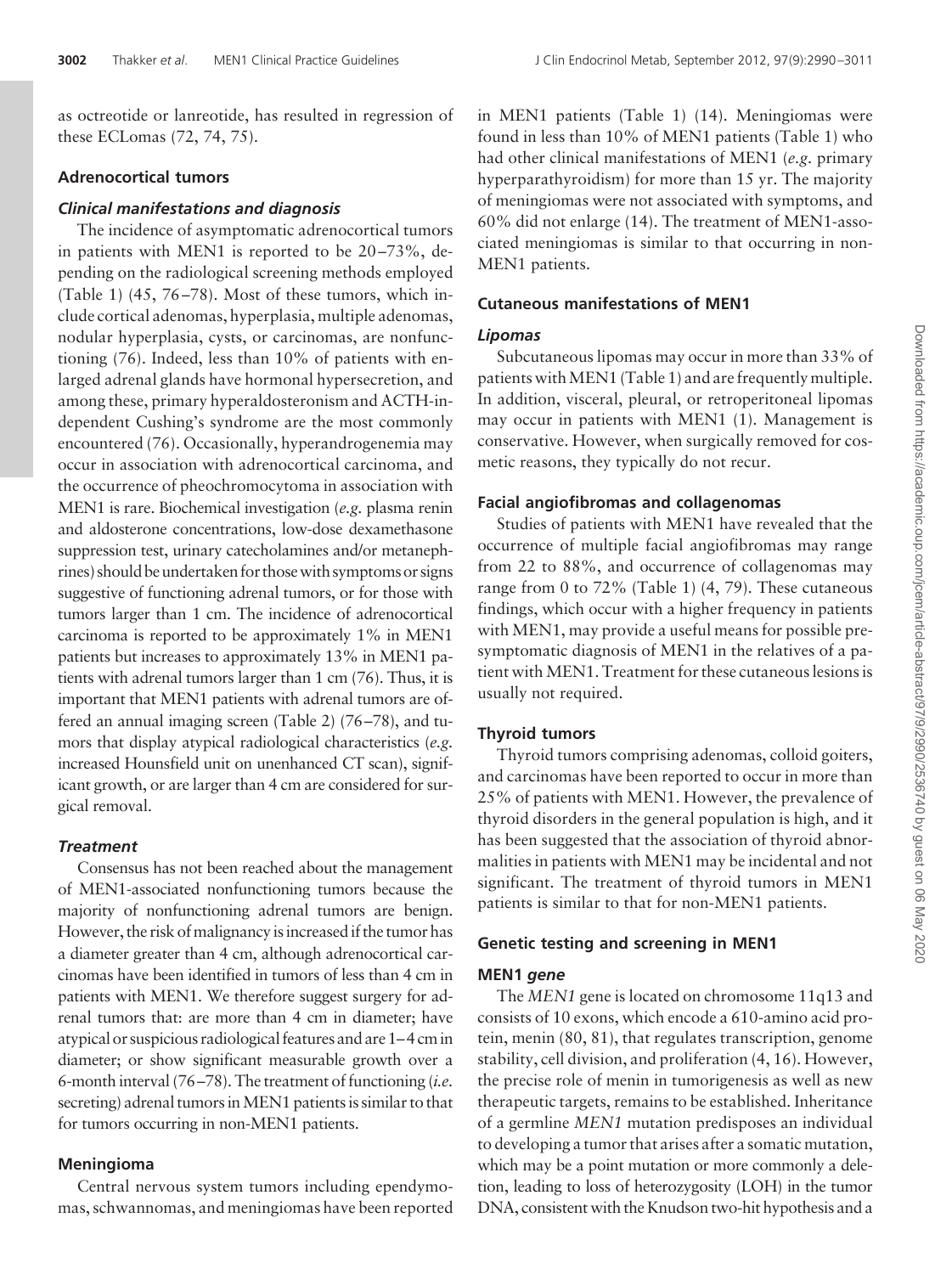as octreotide or lanreotide, has resulted in regression of these ECLomas (72, 74, 75).

### Adrenocortical tumors

#### *Clinical manifestations and diagnosis*

The incidence of asymptomatic adrenocortical tumors in patients with MEN1 is reported to be 20–73%, depending on the radiological screening methods employed (Table 1) (45, 76–78). Most of these tumors, which include cortical adenomas, hyperplasia, multiple adenomas, nodular hyperplasia, cysts, or carcinomas, are nonfunctioning (76). Indeed, less than 10% of patients with enlarged adrenal glands have hormonal hypersecretion, and among these, primary hyperaldosteronism and ACTH-independent Cushing's syndrome are the most commonly encountered (76). Occasionally, hyperandrogenemia may occur in association with adrenocortical carcinoma, and the occurrence of pheochromocytoma in association with MEN1 is rare. Biochemical investigation (*e.g.* plasma renin and aldosterone concentrations, low-dose dexamethasone suppression test, urinary catecholamines and/or metanephrines) should be undertaken for those with symptoms or signs suggestive of functioning adrenal tumors, or for those with tumors larger than 1 cm. The incidence of adrenocortical carcinoma is reported to be approximately 1% in MEN1 patients but increases to approximately 13% in MEN1 patients with adrenal tumors larger than 1 cm (76). Thus, it is important that MEN1 patients with adrenal tumors are offered an annual imaging screen (Table 2) (76–78), and tumors that display atypical radiological characteristics (*e.g.* increased Hounsfield unit on unenhanced CT scan), significant growth, or are larger than 4 cm are considered for surgical removal.

#### *Treatment*

Consensus has not been reached about the management of MEN1-associated nonfunctioning tumors because the majority of nonfunctioning adrenal tumors are benign. However, the risk of malignancy is increased if the tumor has a diameter greater than 4 cm, although adrenocortical carcinomas have been identified in tumors of less than 4 cm in patients with MEN1. We therefore suggest surgery for adrenal tumors that: are more than 4 cm in diameter; have atypical or suspicious radiological features and are 1–4 cm in diameter; or show significant measurable growth over a 6-month interval (76–78). The treatment of functioning (*i.e.* secreting) adrenal tumors in MEN1 patients is similar to that for tumors occurring in non-MEN1 patients.

### Meningioma

Central nervous system tumors including ependymomas, schwannomas, and meningiomas have been reported in MEN1 patients (Table 1) (14). Meningiomas were found in less than 10% of MEN1 patients (Table 1) who had other clinical manifestations of MEN1 (*e.g.* primary hyperparathyroidism) for more than 15 yr. The majority of meningiomas were not associated with symptoms, and 60% did not enlarge (14). The treatment of MEN1-associated meningiomas is similar to that occurring in non-MEN1 patients.

### Cutaneous manifestations of MEN1

#### *Lipomas*

Subcutaneous lipomas may occur in more than 33% of patients with MEN1 (Table 1) and are frequently multiple. In addition, visceral, pleural, or retroperitoneal lipomas may occur in patients with MEN1 (1). Management is conservative. However, when surgically removed for cosmetic reasons, they typically do not recur.

### Facial angiofibromas and collagenomas

Studies of patients with MEN1 have revealed that the occurrence of multiple facial angiofibromas may range from 22 to 88%, and occurrence of collagenomas may range from 0 to 72% (Table 1) (4, 79). These cutaneous findings, which occur with a higher frequency in patients with MEN1, may provide a useful means for possible presymptomatic diagnosis of MEN1 in the relatives of a patient with MEN1. Treatment for these cutaneous lesions is usually not required.

### Thyroid tumors

Thyroid tumors comprising adenomas, colloid goiters, and carcinomas have been reported to occur in more than 25% of patients with MEN1. However, the prevalence of thyroid disorders in the general population is high, and it has been suggested that the association of thyroid abnormalities in patients with MEN1 may be incidental and not significant. The treatment of thyroid tumors in MEN1 patients is similar to that for non-MEN1 patients.

### Genetic testing and screening in MEN1

#### MEN1 *gene*

The *MEN1* gene is located on chromosome 11q13 and consists of 10 exons, which encode a 610-amino acid protein, menin (80, 81), that regulates transcription, genome stability, cell division, and proliferation (4, 16). However, the precise role of menin in tumorigenesis as well as new therapeutic targets, remains to be established. Inheritance of a germline *MEN1* mutation predisposes an individual to developing a tumor that arises after a somatic mutation, which may be a point mutation or more commonly a deletion, leading to loss of heterozygosity (LOH) in the tumor DNA, consistent with the Knudson two-hit hypothesis and a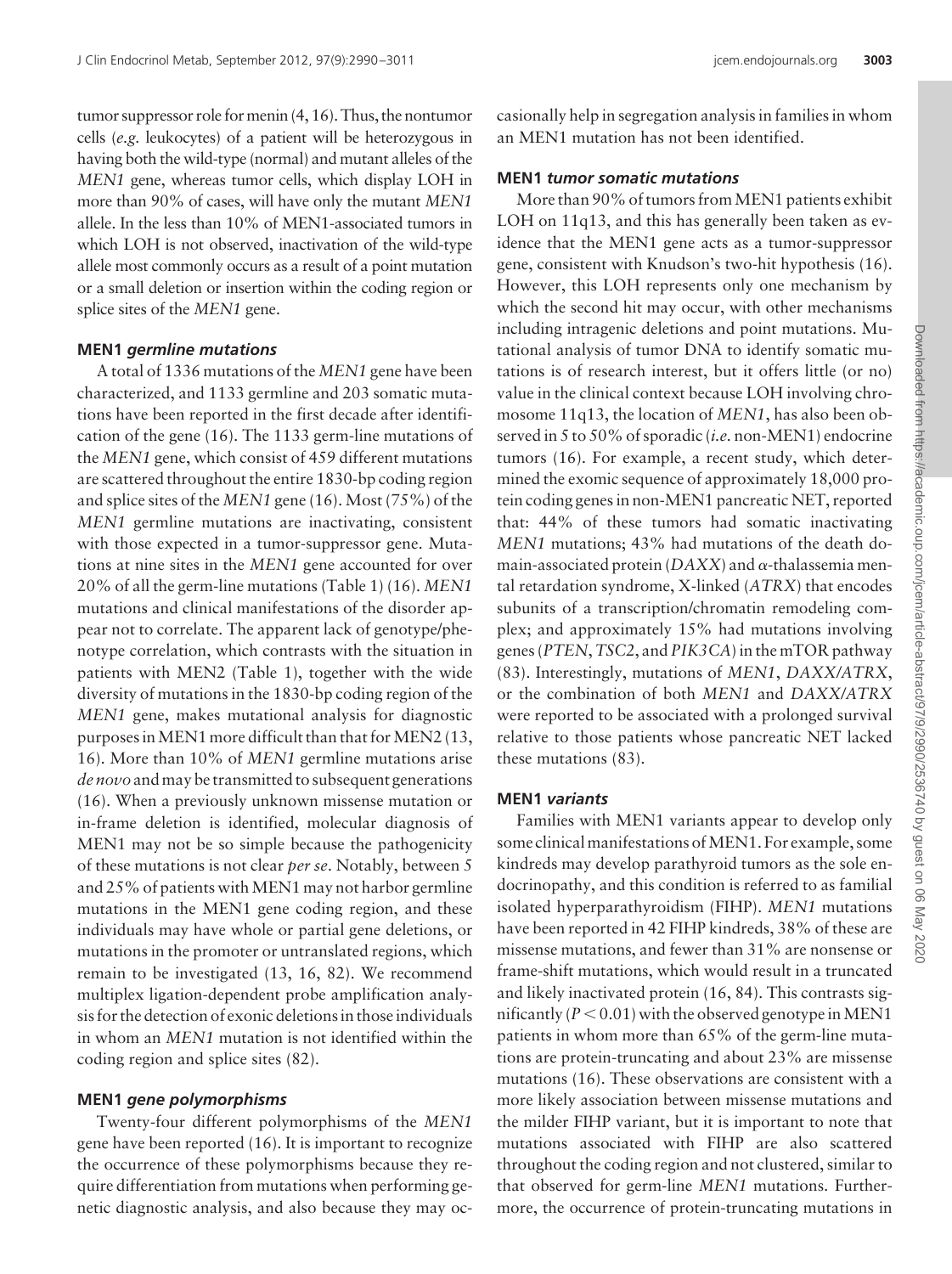tumor suppressor role for menin (4, 16). Thus, the nontumor cells (*e.g.* leukocytes) of a patient will be heterozygous in having both the wild-type (normal) and mutant alleles of the *MEN1* gene, whereas tumor cells, which display LOH in more than 90% of cases, will have only the mutant *MEN1* allele. In the less than 10% of MEN1-associated tumors in which LOH is not observed, inactivation of the wild-type allele most commonly occurs as a result of a point mutation or a small deletion or insertion within the coding region or splice sites of the *MEN1* gene.

#### MEN1 *germline mutations*

A total of 1336 mutations of the *MEN1* gene have been characterized, and 1133 germline and 203 somatic mutations have been reported in the first decade after identification of the gene (16). The 1133 germ-line mutations of the *MEN1* gene, which consist of 459 different mutations are scattered throughout the entire 1830-bp coding region and splice sites of the *MEN1* gene (16). Most (75%) of the *MEN1* germline mutations are inactivating, consistent with those expected in a tumor-suppressor gene. Mutations at nine sites in the *MEN1* gene accounted for over 20% of all the germ-line mutations (Table 1) (16). *MEN1* mutations and clinical manifestations of the disorder appear not to correlate. The apparent lack of genotype/phenotype correlation, which contrasts with the situation in patients with MEN2 (Table 1), together with the wide diversity of mutations in the 1830-bp coding region of the *MEN1* gene, makes mutational analysis for diagnostic purposes in MEN1 more difficult than that for MEN2 (13, 16). More than 10% of *MEN1* germline mutations arise *de novo* and may be transmitted to subsequent generations (16). When a previously unknown missense mutation or in-frame deletion is identified, molecular diagnosis of MEN1 may not be so simple because the pathogenicity of these mutations is not clear *per se*. Notably, between 5 and 25% of patients with MEN1 may not harbor germline mutations in the MEN1 gene coding region, and these individuals may have whole or partial gene deletions, or mutations in the promoter or untranslated regions, which remain to be investigated (13, 16, 82). We recommend multiplex ligation-dependent probe amplification analysis for the detection of exonic deletions in those individuals in whom an *MEN1* mutation is not identified within the coding region and splice sites (82).

#### MEN1 *gene polymorphisms*

Twenty-four different polymorphisms of the *MEN1* gene have been reported (16). It is important to recognize the occurrence of these polymorphisms because they require differentiation from mutations when performing genetic diagnostic analysis, and also because they may occasionally help in segregation analysis in families in whom an MEN1 mutation has not been identified.

#### MEN1 *tumor somatic mutations*

More than 90% of tumors from MEN1 patients exhibit LOH on 11q13, and this has generally been taken as evidence that the MEN1 gene acts as a tumor-suppressor gene, consistent with Knudson's two-hit hypothesis (16). However, this LOH represents only one mechanism by which the second hit may occur, with other mechanisms including intragenic deletions and point mutations. Mutational analysis of tumor DNA to identify somatic mutations is of research interest, but it offers little (or no) value in the clinical context because LOH involving chromosome 11q13, the location of *MEN1*, has also been observed in 5 to 50% of sporadic (*i.e.* non-MEN1) endocrine tumors (16). For example, a recent study, which determined the exomic sequence of approximately 18,000 protein coding genes in non-MEN1 pancreatic NET, reported that: 44% of these tumors had somatic inactivating *MEN1* mutations; 43% had mutations of the death domain-associated protein (*DAXX*) and α-thalassemia mental retardation syndrome, X-linked (*ATRX*) that encodes subunits of a transcription/chromatin remodeling complex; and approximately 15% had mutations involving genes (*PTEN*, *TSC2*, and *PIK3CA*) in the mTOR pathway (83). Interestingly, mutations of *MEN1*, *DAXX/ATRX*, or the combination of both *MEN1* and *DAXX/ATRX* were reported to be associated with a prolonged survival relative to those patients whose pancreatic NET lacked these mutations (83).

#### MEN1 *variants*

Families with MEN1 variants appear to develop only some clinical manifestations of MEN1. For example, some kindreds may develop parathyroid tumors as the sole endocrinopathy, and this condition is referred to as familial isolated hyperparathyroidism (FIHP). *MEN1* mutations have been reported in 42 FIHP kindreds, 38% of these are missense mutations, and fewer than 31% are nonsense or frame-shift mutations, which would result in a truncated and likely inactivated protein (16, 84). This contrasts significantly ($P < 0.01$) with the observed genotype in MEN1 patients in whom more than 65% of the germ-line mutations are protein-truncating and about 23% are missense mutations (16). These observations are consistent with a more likely association between missense mutations and the milder FIHP variant, but it is important to note that mutations associated with FIHP are also scattered throughout the coding region and not clustered, similar to that observed for germ-line *MEN1* mutations. Furthermore, the occurrence of protein-truncating mutations in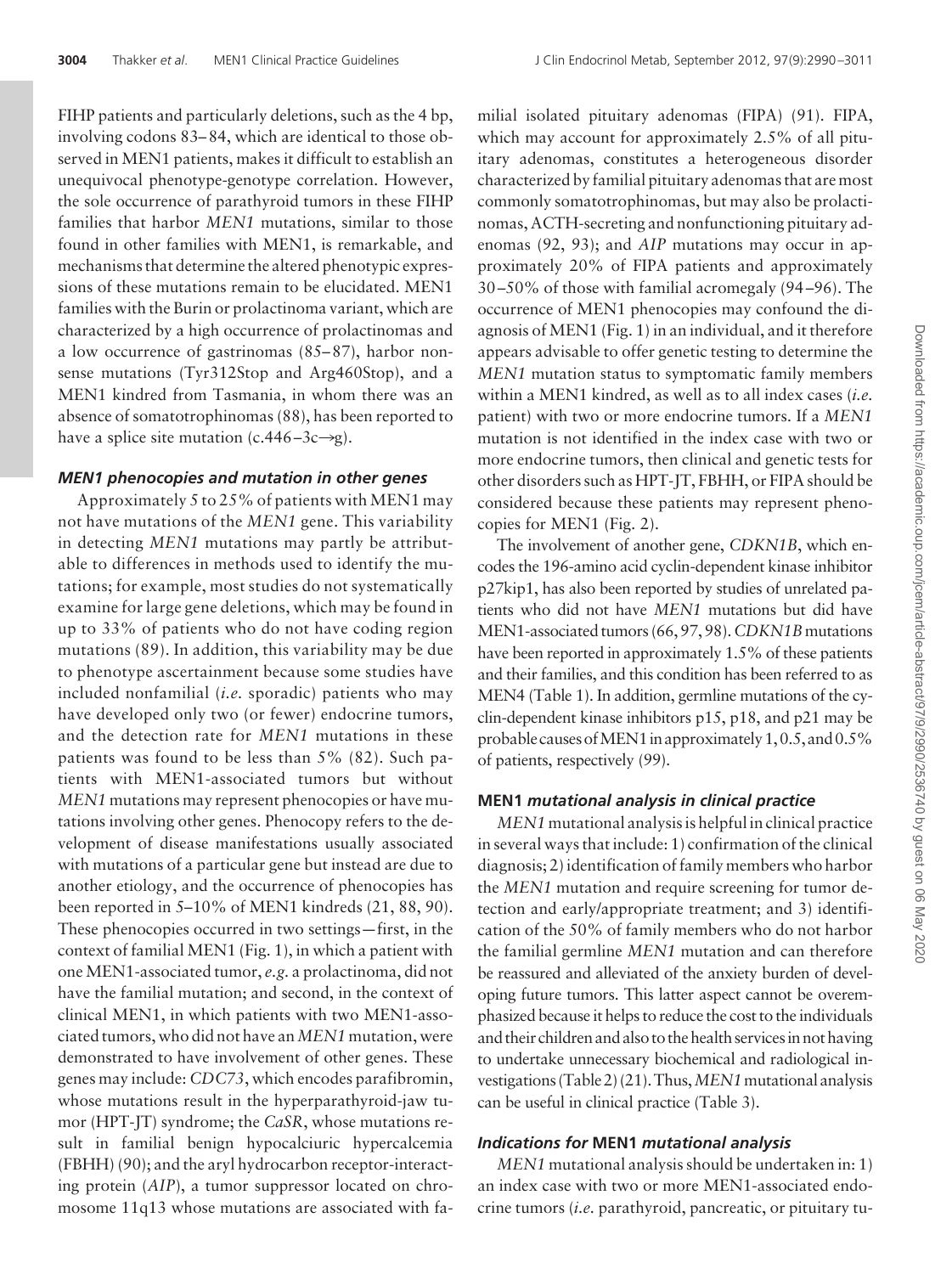FIHP patients and particularly deletions, such as the 4 bp, involving codons 83–84, which are identical to those observed in MEN1 patients, makes it difficult to establish an unequivocal phenotype-genotype correlation. However, the sole occurrence of parathyroid tumors in these FIHP families that harbor *MEN1* mutations, similar to those found in other families with MEN1, is remarkable, and mechanisms that determine the altered phenotypic expressions of these mutations remain to be elucidated. MEN1 families with the Burin or prolactinoma variant, which are characterized by a high occurrence of prolactinomas and a low occurrence of gastrinomas (85–87), harbor nonsense mutations (Tyr312Stop and Arg460Stop), and a MEN1 kindred from Tasmania, in whom there was an absence of somatotrophinomas (88), has been reported to have a splice site mutation (c.446–3c→g).

### *MEN1 phenocopies and mutation in other genes*

Approximately 5 to 25% of patients with MEN1 may not have mutations of the *MEN1* gene. This variability in detecting *MEN1* mutations may partly be attributable to differences in methods used to identify the mutations; for example, most studies do not systematically examine for large gene deletions, which may be found in up to 33% of patients who do not have coding region mutations (89). In addition, this variability may be due to phenotype ascertainment because some studies have included nonfamilial (*i.e.* sporadic) patients who may have developed only two (or fewer) endocrine tumors, and the detection rate for *MEN1* mutations in these patients was found to be less than 5% (82). Such patients with MEN1-associated tumors but without *MEN1* mutations may represent phenocopies or have mutations involving other genes. Phenocopy refers to the development of disease manifestations usually associated with mutations of a particular gene but instead are due to another etiology, and the occurrence of phenocopies has been reported in 5–10% of MEN1 kindreds (21, 88, 90). These phenocopies occurred in two settings—first, in the context of familial MEN1 (Fig. 1), in which a patient with one MEN1-associated tumor, *e.g.* a prolactinoma, did not have the familial mutation; and second, in the context of clinical MEN1, in which patients with two MEN1-associated tumors, who did not have an *MEN1* mutation, were demonstrated to have involvement of other genes. These genes may include: *CDC73*, which encodes parafibromin, whose mutations result in the hyperparathyroid-jaw tumor (HPT-JT) syndrome; the *CaSR*, whose mutations result in familial benign hypocalciuric hypercalcemia (FBHH) (90); and the aryl hydrocarbon receptor-interacting protein (*AIP*), a tumor suppressor located on chromosome 11q13 whose mutations are associated with familial isolated pituitary adenomas (FIPA) (91). FIPA, which may account for approximately 2.5% of all pituitary adenomas, constitutes a heterogeneous disorder characterized by familial pituitary adenomas that are most commonly somatotrophinomas, but may also be prolactinomas, ACTH-secreting and nonfunctioning pituitary adenomas (92, 93); and *AIP* mutations may occur in approximately 20% of FIPA patients and approximately 30–50% of those with familial acromegaly (94–96). The occurrence of MEN1 phenocopies may confound the diagnosis of MEN1 (Fig. 1) in an individual, and it therefore appears advisable to offer genetic testing to determine the *MEN1* mutation status to symptomatic family members within a MEN1 kindred, as well as to all index cases (*i.e.* patient) with two or more endocrine tumors. If a *MEN1* mutation is not identified in the index case with two or more endocrine tumors, then clinical and genetic tests for other disorders such as HPT-JT, FBHH, or FIPA should be considered because these patients may represent phenocopies for MEN1 (Fig. 2).

The involvement of another gene, *CDKN1B*, which encodes the 196-amino acid cyclin-dependent kinase inhibitor p27kip1, has also been reported by studies of unrelated patients who did not have *MEN1* mutations but did have MEN1-associated tumors (66, 97, 98). *CDKN1B* mutations have been reported in approximately 1.5% of these patients and their families, and this condition has been referred to as MEN4 (Table 1). In addition, germline mutations of the cyclin-dependent kinase inhibitors p15, p18, and p21 may be probable causes of MEN1 in approximately 1, 0.5, and 0.5% of patients, respectively (99).

### MEN1 *mutational analysis in clinical practice*

*MEN1* mutational analysis is helpful in clinical practice in several ways that include: 1) confirmation of the clinical diagnosis; 2) identification of family members who harbor the *MEN1* mutation and require screening for tumor detection and early/appropriate treatment; and 3) identification of the 50% of family members who do not harbor the familial germline *MEN1* mutation and can therefore be reassured and alleviated of the anxiety burden of developing future tumors. This latter aspect cannot be overemphasized because it helps to reduce the cost to the individuals and their children and also to the health services in not having to undertake unnecessary biochemical and radiological investigations (Table 2) (21). Thus, *MEN1* mutational analysis can be useful in clinical practice (Table 3).

### *Indications for* MEN1 *mutational analysis*

*MEN1* mutational analysis should be undertaken in: 1) an index case with two or more MEN1-associated endocrine tumors (*i.e.* parathyroid, pancreatic, or pituitary tu-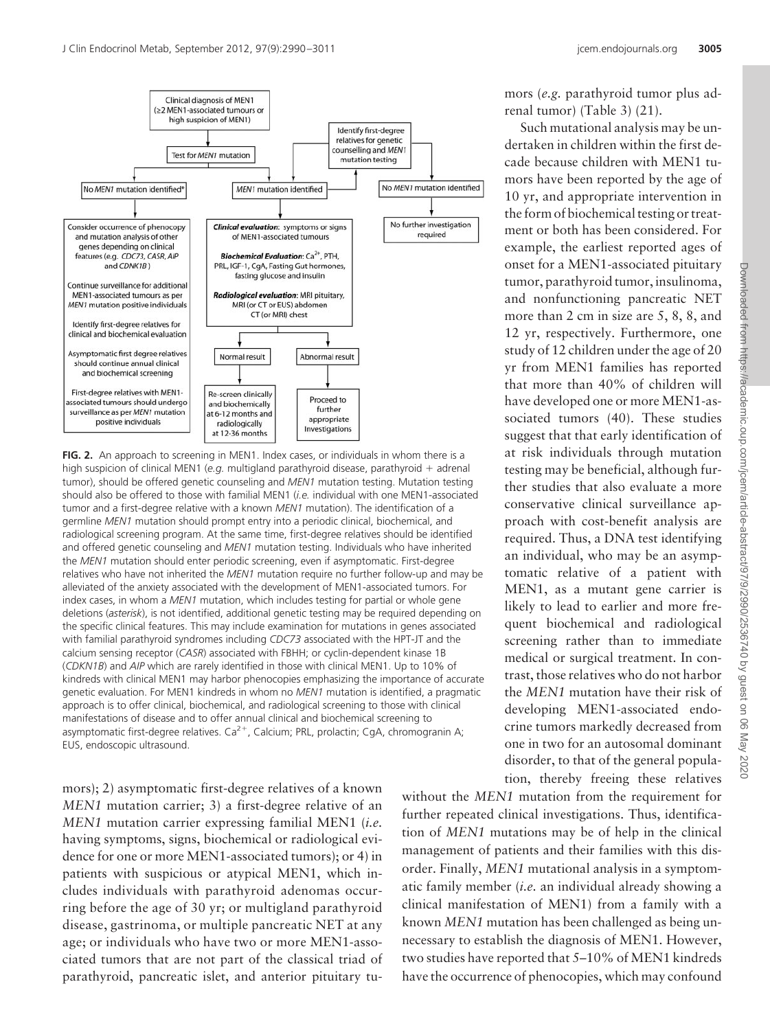Clinical diagnosis of MEN1 (≥2 MEN1-associated tumours or high suspicion of MEN1)

Test for *MEN1* mutation

Identify first-degree relatives for genetic counselling and *MEN1* mutation testing

No *MEN1* mutation identified*

*MEN1* mutation identified

No *MEN1* mutation identified

No further investigation required

Consider occurrence of phenocopy and mutation analysis of other genes depending on clinical features (e.g. *CDC73, CASR, AIP* and *CDNK1B*)

Continue surveillance for additional MEN1-associated tumours as per *MEN1* mutation positive individuals

Identify first-degree relatives for clinical and biochemical evaluation

Asymptomatic first degree relatives should continue annual clinical and biochemical screening

First-degree relatives with MEN1-associated tumours should undergo surveillance as per *MEN1* mutation positive individuals

***Clinical evaluation***: symptoms or signs of MEN1-associated tumours

***Biochemical Evaluation***: $Ca^{2+}$, PTH, PRL, IGF-1, CgA, Fasting Gut hormones, fasting glucose and insulin

***Radiological evaluation***: MRI pituitary, MRI (or CT or EUS) abdomen CT (or MRI) chest

Normal result

Abnormal result

Re-screen clinically and biochemically at 6-12 months and radiologically at 12-36 months

Proceed to further appropriate Investigations

**FIG. 2.** An approach to screening in MEN1. Index cases, or individuals in whom there is a high suspicion of clinical MEN1 (*e.g.* multigland parathyroid disease, parathyroid + adrenal tumor), should be offered genetic counseling and *MEN1* mutation testing. Mutation testing should also be offered to those with familial MEN1 (*i.e.* individual with one MEN1-associated tumor and a first-degree relative with a known *MEN1* mutation). The identification of a germline *MEN1* mutation should prompt entry into a periodic clinical, biochemical, and radiological screening program. At the same time, first-degree relatives should be identified and offered genetic counseling and *MEN1* mutation testing. Individuals who have inherited the *MEN1* mutation should enter periodic screening, even if asymptomatic. First-degree relatives who have not inherited the *MEN1* mutation require no further follow-up and may be alleviated of the anxiety associated with the development of MEN1-associated tumors. For index cases, in whom a *MEN1* mutation, which includes testing for partial or whole gene deletions (*asterisk*), is not identified, additional genetic testing may be required depending on the specific clinical features. This may include examination for mutations in genes associated with familial parathyroid syndromes including *CDC73* associated with the HPT-JT and the calcium sensing receptor (*CASR*) associated with FBHH; or cyclin-dependent kinase 1B (*CDKN1B*) and *AIP* which are rarely identified in those with clinical MEN1. Up to 10% of kindreds with clinical MEN1 may harbor phenocopies emphasizing the importance of accurate genetic evaluation. For MEN1 kindreds in whom no *MEN1* mutation is identified, a pragmatic approach is to offer clinical, biochemical, and radiological screening to those with clinical manifestations of disease and to offer annual clinical and biochemical screening to asymptomatic first-degree relatives. $Ca^{2+}$, Calcium; PRL, prolactin; CgA, chromogranin A; EUS, endoscopic ultrasound.

mors); 2) asymptomatic first-degree relatives of a known *MEN1* mutation carrier; 3) a first-degree relative of an *MEN1* mutation carrier expressing familial MEN1 (*i.e.* having symptoms, signs, biochemical or radiological evidence for one or more MEN1-associated tumors); or 4) in patients with suspicious or atypical MEN1, which includes individuals with parathyroid adenomas occurring before the age of 30 yr; or multigland parathyroid disease, gastrinoma, or multiple pancreatic NET at any age; or individuals who have two or more MEN1-associated tumors that are not part of the classical triad of parathyroid, pancreatic islet, and anterior pituitary tumors (*e.g.* parathyroid tumor plus adrenal tumor) (Table 3) (21).

Such mutational analysis may be undertaken in children within the first decade because children with MEN1 tumors have been reported by the age of 10 yr, and appropriate intervention in the form of biochemical testing or treatment or both has been considered. For example, the earliest reported ages of onset for a MEN1-associated pituitary tumor, parathyroid tumor, insulinoma, and nonfunctioning pancreatic NET more than 2 cm in size are 5, 8, 8, and 12 yr, respectively. Furthermore, one study of 12 children under the age of 20 yr from MEN1 families has reported that more than 40% of children will have developed one or more MEN1-associated tumors (40). These studies suggest that that early identification of at risk individuals through mutation testing may be beneficial, although further studies that also evaluate a more conservative clinical surveillance approach with cost-benefit analysis are required. Thus, a DNA test identifying an individual, who may be an asymptomatic relative of a patient with MEN1, as a mutant gene carrier is likely to lead to earlier and more frequent biochemical and radiological screening rather than to immediate medical or surgical treatment. In contrast, those relatives who do not harbor the *MEN1* mutation have their risk of developing MEN1-associated endocrine tumors markedly decreased from one in two for an autosomal dominant disorder, to that of the general population, thereby freeing these relatives without the *MEN1* mutation from the requirement for further repeated clinical investigations. Thus, identification of *MEN1* mutations may be of help in the clinical management of patients and their families with this disorder. Finally, *MEN1* mutational analysis in a symptomatic family member (*i.e.* an individual already showing a clinical manifestation of MEN1) from a family with a known *MEN1* mutation has been challenged as being unnecessary to establish the diagnosis of MEN1. However, two studies have reported that 5–10% of MEN1 kindreds have the occurrence of phenocopies, which may confound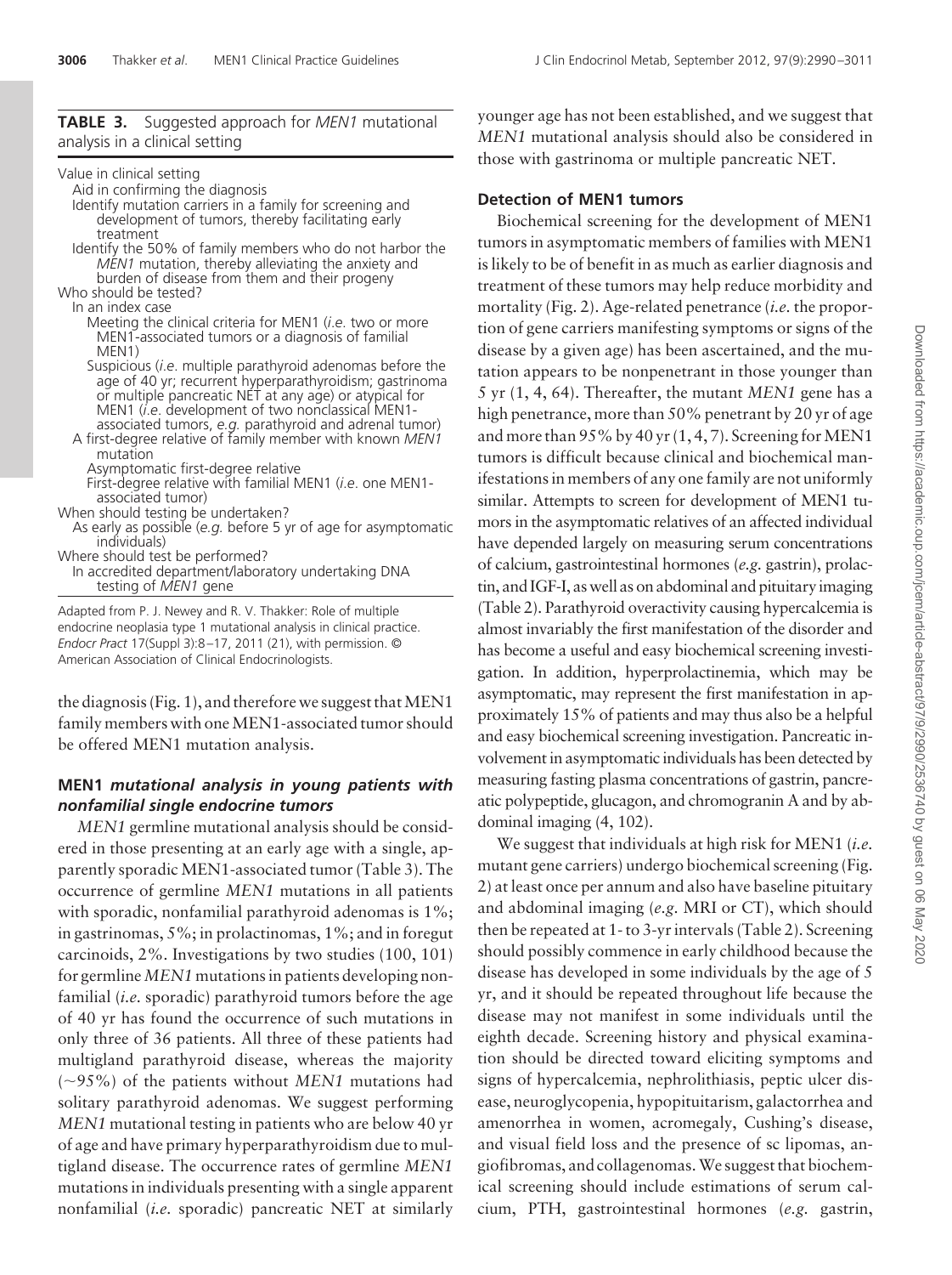**TABLE 3.** Suggested approach for *MEN1* mutational analysis in a clinical setting

Value in clinical setting
- Aid in confirming the diagnosis
- Identify mutation carriers in a family for screening and development of tumors, thereby facilitating early treatment
- Identify the 50% of family members who do not harbor the *MEN1* mutation, thereby alleviating the anxiety and burden of disease from them and their progeny

Who should be tested?
- In an index case
  - Meeting the clinical criteria for MEN1 (*i.e.* two or more MEN1-associated tumors or a diagnosis of familial MEN1)
  - Suspicious (*i.e.* multiple parathyroid adenomas before the age of 40 yr; recurrent hyperparathyroidism; gastrinoma or multiple pancreatic NET at any age) or atypical for MEN1 (*i.e.* development of two nonclassical MEN1-associated tumors, *e.g.* parathyroid and adrenal tumor)
- A first-degree relative of family member with known *MEN1* mutation
  - Asymptomatic first-degree relative
  - First-degree relative with familial MEN1 (*i.e.* one MEN1-associated tumor)

When should testing be undertaken?
- As early as possible (*e.g.* before 5 yr of age for asymptomatic individuals)

Where should test be performed?
- In accredited department/laboratory undertaking DNA testing of *MEN1* gene

Adapted from P. J. Newey and R. V. Thakker: Role of multiple endocrine neoplasia type 1 mutational analysis in clinical practice. *Endocr Pract* 17(Suppl 3):8–17, 2011 (21), with permission. © American Association of Clinical Endocrinologists.

the diagnosis (Fig. 1), and therefore we suggest that MEN1 family members with one MEN1-associated tumor should be offered MEN1 mutation analysis.

### MEN1 *mutational analysis in young patients with nonfamilial single endocrine tumors*

*MEN1* germline mutational analysis should be considered in those presenting at an early age with a single, apparently sporadic MEN1-associated tumor (Table 3). The occurrence of germline *MEN1* mutations in all patients with sporadic, nonfamilial parathyroid adenomas is 1%; in gastrinomas, 5%; in prolactinomas, 1%; and in foregut carcinoids, 2%. Investigations by two studies (100, 101) for germline *MEN1* mutations in patients developing nonfamilial (*i.e.* sporadic) parathyroid tumors before the age of 40 yr has found the occurrence of such mutations in only three of 36 patients. All three of these patients had multigland parathyroid disease, whereas the majority (~95%) of the patients without *MEN1* mutations had solitary parathyroid adenomas. We suggest performing *MEN1* mutational testing in patients who are below 40 yr of age and have primary hyperparathyroidism due to multigland disease. The occurrence rates of germline *MEN1* mutations in individuals presenting with a single apparent nonfamilial (*i.e.* sporadic) pancreatic NET at similarly younger age has not been established, and we suggest that *MEN1* mutational analysis should also be considered in those with gastrinoma or multiple pancreatic NET.

### Detection of MEN1 tumors

Biochemical screening for the development of MEN1 tumors in asymptomatic members of families with MEN1 is likely to be of benefit in as much as earlier diagnosis and treatment of these tumors may help reduce morbidity and mortality (Fig. 2). Age-related penetrance (*i.e.* the proportion of gene carriers manifesting symptoms or signs of the disease by a given age) has been ascertained, and the mutation appears to be nonpenetrant in those younger than 5 yr (1, 4, 64). Thereafter, the mutant *MEN1* gene has a high penetrance, more than 50% penetrant by 20 yr of age and more than 95% by 40 yr (1, 4, 7). Screening for MEN1 tumors is difficult because clinical and biochemical manifestations in members of any one family are not uniformly similar. Attempts to screen for development of MEN1 tumors in the asymptomatic relatives of an affected individual have depended largely on measuring serum concentrations of calcium, gastrointestinal hormones (*e.g.* gastrin), prolactin, and IGF-I, as well as on abdominal and pituitary imaging (Table 2). Parathyroid overactivity causing hypercalcemia is almost invariably the first manifestation of the disorder and has become a useful and easy biochemical screening investigation. In addition, hyperprolactinemia, which may be asymptomatic, may represent the first manifestation in approximately 15% of patients and may thus also be a helpful and easy biochemical screening investigation. Pancreatic involvement in asymptomatic individuals has been detected by measuring fasting plasma concentrations of gastrin, pancreatic polypeptide, glucagon, and chromogranin A and by abdominal imaging (4, 102).

We suggest that individuals at high risk for MEN1 (*i.e.* mutant gene carriers) undergo biochemical screening (Fig. 2) at least once per annum and also have baseline pituitary and abdominal imaging (*e.g.* MRI or CT), which should then be repeated at 1- to 3-yr intervals (Table 2). Screening should possibly commence in early childhood because the disease has developed in some individuals by the age of 5 yr, and it should be repeated throughout life because the disease may not manifest in some individuals until the eighth decade. Screening history and physical examination should be directed toward eliciting symptoms and signs of hypercalcemia, nephrolithiasis, peptic ulcer disease, neuroglycopenia, hypopituitarism, galactorrhea and amenorrhea in women, acromegaly, Cushing's disease, and visual field loss and the presence of sc lipomas, angiofibromas, and collagenomas. We suggest that biochemical screening should include estimations of serum calcium, PTH, gastrointestinal hormones (*e.g.* gastrin,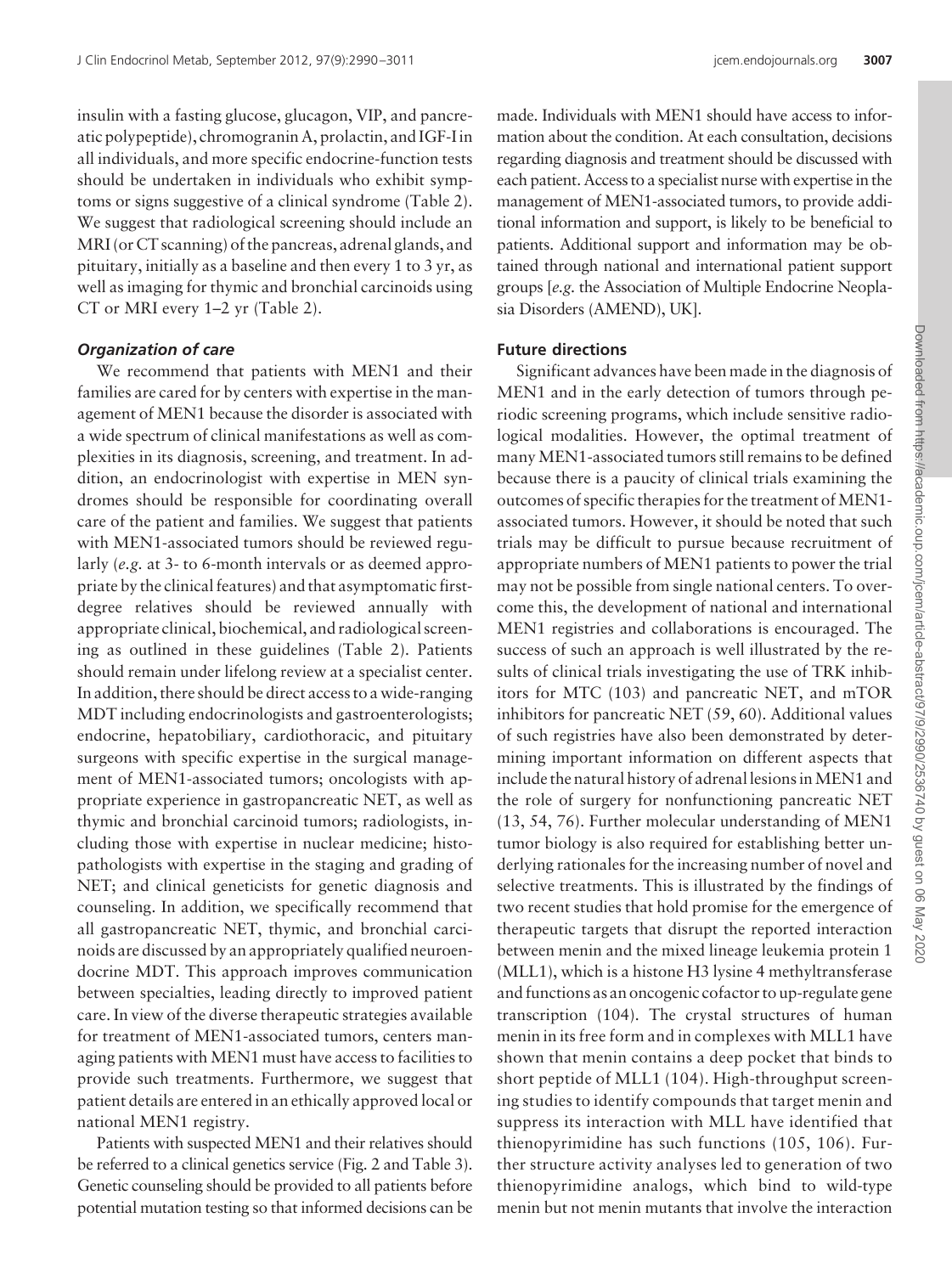insulin with a fasting glucose, glucagon, VIP, and pancreatic polypeptide), chromogranin A, prolactin, and IGF-I in all individuals, and more specific endocrine-function tests should be undertaken in individuals who exhibit symptoms or signs suggestive of a clinical syndrome (Table 2). We suggest that radiological screening should include an MRI (or CT scanning) of the pancreas, adrenal glands, and pituitary, initially as a baseline and then every 1 to 3 yr, as well as imaging for thymic and bronchial carcinoids using CT or MRI every 1–2 yr (Table 2).

### *Organization of care*

We recommend that patients with MEN1 and their families are cared for by centers with expertise in the management of MEN1 because the disorder is associated with a wide spectrum of clinical manifestations as well as complexities in its diagnosis, screening, and treatment. In addition, an endocrinologist with expertise in MEN syndromes should be responsible for coordinating overall care of the patient and families. We suggest that patients with MEN1-associated tumors should be reviewed regularly (*e.g.* at 3- to 6-month intervals or as deemed appropriate by the clinical features) and that asymptomatic first-degree relatives should be reviewed annually with appropriate clinical, biochemical, and radiological screening as outlined in these guidelines (Table 2). Patients should remain under lifelong review at a specialist center. In addition, there should be direct access to a wide-ranging MDT including endocrinologists and gastroenterologists; endocrine, hepatobiliary, cardiothoracic, and pituitary surgeons with specific expertise in the surgical management of MEN1-associated tumors; oncologists with appropriate experience in gastropancreatic NET, as well as thymic and bronchial carcinoid tumors; radiologists, including those with expertise in nuclear medicine; histopathologists with expertise in the staging and grading of NET; and clinical geneticists for genetic diagnosis and counseling. In addition, we specifically recommend that all gastropancreatic NET, thymic, and bronchial carcinoids are discussed by an appropriately qualified neuroendocrine MDT. This approach improves communication between specialties, leading directly to improved patient care. In view of the diverse therapeutic strategies available for treatment of MEN1-associated tumors, centers managing patients with MEN1 must have access to facilities to provide such treatments. Furthermore, we suggest that patient details are entered in an ethically approved local or national MEN1 registry.

Patients with suspected MEN1 and their relatives should be referred to a clinical genetics service (Fig. 2 and Table 3). Genetic counseling should be provided to all patients before potential mutation testing so that informed decisions can be made. Individuals with MEN1 should have access to information about the condition. At each consultation, decisions regarding diagnosis and treatment should be discussed with each patient. Access to a specialist nurse with expertise in the management of MEN1-associated tumors, to provide additional information and support, is likely to be beneficial to patients. Additional support and information may be obtained through national and international patient support groups [*e.g.* the Association of Multiple Endocrine Neoplasia Disorders (AMEND), UK].

## Future directions

Significant advances have been made in the diagnosis of MEN1 and in the early detection of tumors through periodic screening programs, which include sensitive radiological modalities. However, the optimal treatment of many MEN1-associated tumors still remains to be defined because there is a paucity of clinical trials examining the outcomes of specific therapies for the treatment of MEN1-associated tumors. However, it should be noted that such trials may be difficult to pursue because recruitment of appropriate numbers of MEN1 patients to power the trial may not be possible from single national centers. To overcome this, the development of national and international MEN1 registries and collaborations is encouraged. The success of such an approach is well illustrated by the results of clinical trials investigating the use of TRK inhibitors for MTC (103) and pancreatic NET, and mTOR inhibitors for pancreatic NET (59, 60). Additional values of such registries have also been demonstrated by determining important information on different aspects that include the natural history of adrenal lesions in MEN1 and the role of surgery for nonfunctioning pancreatic NET (13, 54, 76). Further molecular understanding of MEN1 tumor biology is also required for establishing better underlying rationales for the increasing number of novel and selective treatments. This is illustrated by the findings of two recent studies that hold promise for the emergence of therapeutic targets that disrupt the reported interaction between menin and the mixed lineage leukemia protein 1 (MLL1), which is a histone H3 lysine 4 methyltransferase and functions as an oncogenic cofactor to up-regulate gene transcription (104). The crystal structures of human menin in its free form and in complexes with MLL1 have shown that menin contains a deep pocket that binds to short peptide of MLL1 (104). High-throughput screening studies to identify compounds that target menin and suppress its interaction with MLL have identified that thienopyrimidine has such functions (105, 106). Further structure activity analyses led to generation of two thienopyrimidine analogs, which bind to wild-type menin but not menin mutants that involve the interaction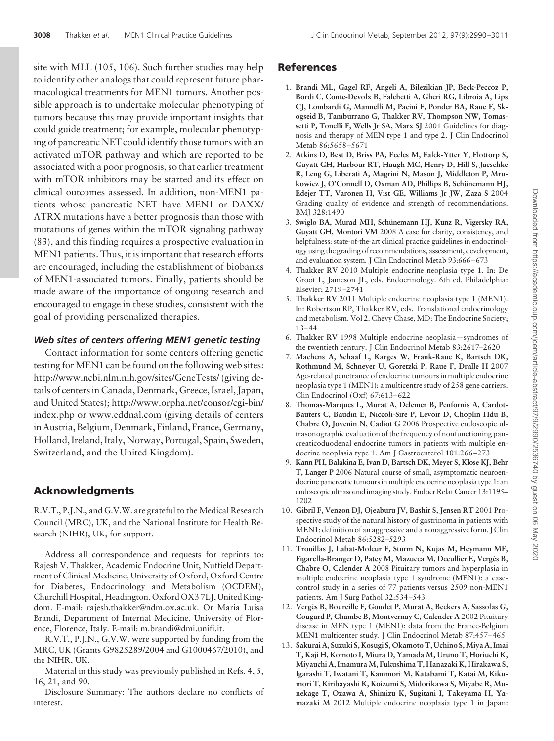site with MLL (105, 106). Such further studies may help to identify other analogs that could represent future pharmacological treatments for MEN1 tumors. Another possible approach is to undertake molecular phenotyping of tumors because this may provide important insights that could guide treatment; for example, molecular phenotyping of pancreatic NET could identify those tumors with an activated mTOR pathway and which are reported to be associated with a poor prognosis, so that earlier treatment with mTOR inhibitors may be started and its effect on clinical outcomes assessed. In addition, non-MEN1 patients whose pancreatic NET have MEN1 or DAXX/ATRX mutations have a better prognosis than those with mutations of genes within the mTOR signaling pathway (83), and this finding requires a prospective evaluation in MEN1 patients. Thus, it is important that research efforts are encouraged, including the establishment of biobanks of MEN1-associated tumors. Finally, patients should be made aware of the importance of ongoing research and encouraged to engage in these studies, consistent with the goal of providing personalized therapies.

### *Web sites of centers offering MEN1 genetic testing*

Contact information for some centers offering genetic testing for MEN1 can be found on the following web sites: http://www.ncbi.nlm.nih.gov/sites/GeneTests/ (giving details of centers in Canada, Denmark, Greece, Israel, Japan, and United States); http://www.orpha.net/consor/cgi-bin/index.php or www.eddnal.com (giving details of centers in Austria, Belgium, Denmark, Finland, France, Germany, Holland, Ireland, Italy, Norway, Portugal, Spain, Sweden, Switzerland, and the United Kingdom).

## Acknowledgments

R.V.T., P.J.N., and G.V.W. are grateful to the Medical Research Council (MRC), UK, and the National Institute for Health Research (NIHR), UK, for support.

Address all correspondence and requests for reprints to: Rajesh V. Thakker, Academic Endocrine Unit, Nuffield Department of Clinical Medicine, University of Oxford, Oxford Centre for Diabetes, Endocrinology and Metabolism (OCDEM), Churchill Hospital, Headington, Oxford OX3 7LJ, United Kingdom. E-mail: rajesh.thakker@ndm.ox.ac.uk. Or Maria Luisa Brandi, Department of Internal Medicine, University of Florence, Florence, Italy. E-mail: m.brandi@dmi.unifi.it.

R.V.T., P.J.N., G.V.W. were supported by funding from the MRC, UK (Grants G9825289/2004 and G1000467/2010), and the NIHR, UK.

Material in this study was previously published in Refs. 4, 5, 16, 21, and 90.

Disclosure Summary: The authors declare no conflicts of interest.

## References

1. **Brandi ML, Gagel RF, Angeli A, Bilezikian JP, Beck-Peccoz P, Bordi C, Conte-Devolx B, Falchetti A, Gheri RG, Libroia A, Lips CJ, Lombardi G, Mannelli M, Pacini F, Ponder BA, Raue F, Skogseid B, Tamburrano G, Thakker RV, Thompson NW, Tomassetti P, Tonelli F, Wells Jr SA, Marx SJ** 2001 Guidelines for diagnosis and therapy of MEN type 1 and type 2. J Clin Endocrinol Metab 86:5658–5671
2. **Atkins D, Best D, Briss PA, Eccles M, Falck-Ytter Y, Flottorp S, Guyatt GH, Harbour RT, Haugh MC, Henry D, Hill S, Jaeschke R, Leng G, Liberati A, Magrini N, Mason J, Middleton P, Mrukowicz J, O'Connell D, Oxman AD, Phillips B, Schünemann HJ, Edejer TT, Varonen H, Vist GE, Williams Jr JW, Zaza S** 2004 Grading quality of evidence and strength of recommendations. BMJ 328:1490
3. **Swiglo BA, Murad MH, Schünemann HJ, Kunz R, Vigersky RA, Guyatt GH, Montori VM** 2008 A case for clarity, consistency, and helpfulness: state-of-the-art clinical practice guidelines in endocrinology using the grading of recommendations, assessment, development, and evaluation system. J Clin Endocrinol Metab 93:666–673
4. **Thakker RV** 2010 Multiple endocrine neoplasia type 1. In: De Groot L, Jameson JL, eds. Endocrinology. 6th ed. Philadelphia: Elsevier; 2719–2741
5. **Thakker RV** 2011 Multiple endocrine neoplasia type 1 (MEN1). In: Robertson RP, Thakker RV, eds. Translational endocrinology and metabolism. Vol 2. Chevy Chase, MD: The Endocrine Society; 13–44
6. **Thakker RV** 1998 Multiple endocrine neoplasia—syndromes of the twentieth century. J Clin Endocrinol Metab 83:2617–2620
7. **Machens A, Schaaf L, Karges W, Frank-Raue K, Bartsch DK, Rothmund M, Schneyer U, Goretzki P, Raue F, Dralle H** 2007 Age-related penetrance of endocrine tumours in multiple endocrine neoplasia type 1 (MEN1): a multicentre study of 258 gene carriers. Clin Endocrinol (Oxf) 67:613–622
8. **Thomas-Marques L, Murat A, Delemer B, Penfornis A, Cardot-Bauters C, Baudin E, Niccoli-Sire P, Levoir D, Choplin Hdu B, Chabre O, Jovenin N, Cadiot G** 2006 Prospective endoscopic ultrasonographic evaluation of the frequency of nonfunctioning pancreaticoduodenal endocrine tumors in patients with multiple endocrine neoplasia type 1. Am J Gastroenterol 101:266–273
9. **Kann PH, Balakina E, Ivan D, Bartsch DK, Meyer S, Klose KJ, Behr T, Langer P** 2006 Natural course of small, asymptomatic neuroendocrine pancreatic tumours in multiple endocrine neoplasia type 1: an endoscopic ultrasound imaging study. Endocr Relat Cancer 13:1195–1202
10. **Gibril F, Venzon DJ, Ojeaburu JV, Bashir S, Jensen RT** 2001 Prospective study of the natural history of gastrinoma in patients with MEN1: definition of an aggressive and a nonaggressive form. J Clin Endocrinol Metab 86:5282–5293
11. **Trouillas J, Labat-Moleur F, Sturm N, Kujas M, Heymann MF, Figarella-Branger D, Patey M, Mazucca M, Decullier E, Vergès B, Chabre O, Calender A** 2008 Pituitary tumors and hyperplasia in multiple endocrine neoplasia type 1 syndrome (MEN1): a case-control study in a series of 77 patients versus 2509 non-MEN1 patients. Am J Surg Pathol 32:534–543
12. **Vergès B, Boureille F, Goudet P, Murat A, Beckers A, Sassolas G, Cougard P, Chambe B, Montvernay C, Calender A** 2002 Pituitary disease in MEN type 1 (MEN1): data from the France-Belgium MEN1 multicenter study. J Clin Endocrinol Metab 87:457–465
13. **Sakurai A, Suzuki S, Kosugi S, Okamoto T, Uchino S, Miya A, Imai T, Kaji H, Komoto I, Miura D, Yamada M, Uruno T, Horiuchi K, Miyauchi A, Imamura M, Fukushima T, Hanazaki K, Hirakawa S, Igarashi T, Iwatani T, Kammori M, Katabami T, Katai M, Kikumori T, Kiribayashi K, Koizumi S, Midorikawa S, Miyabe R, Munekage T, Ozawa A, Shimizu K, Sugitani I, Takeyama H, Yamazaki M** 2012 Multiple endocrine neoplasia type 1 in Japan: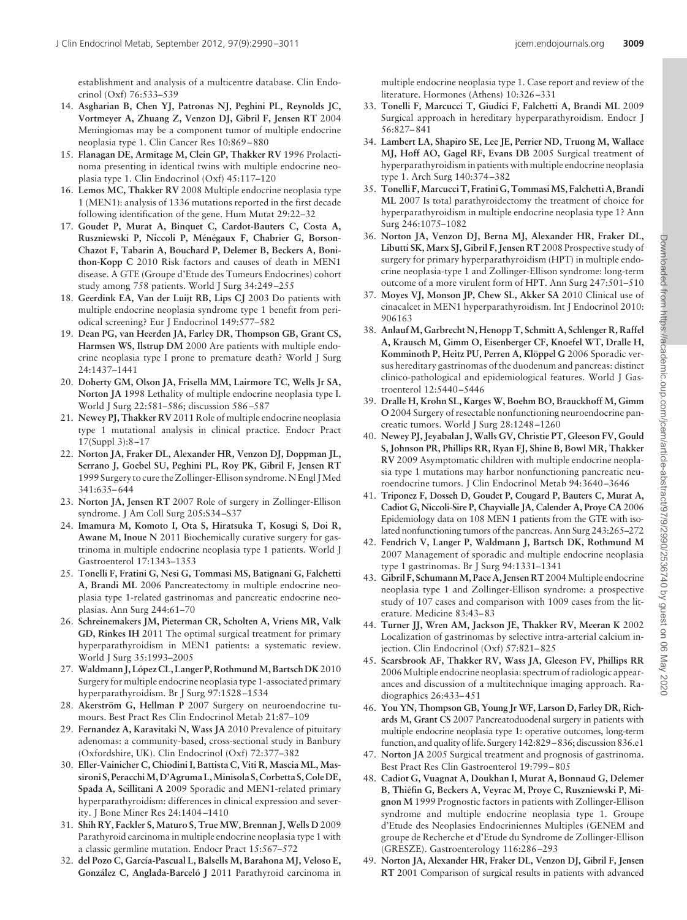establishment and analysis of a multicentre database. Clin Endocrinol (Oxf) 76:533–539

14. **Asgharian B, Chen YJ, Patronas NJ, Peghini PL, Reynolds JC, Vortmeyer A, Zhuang Z, Venzon DJ, Gibril F, Jensen RT** 2004 Meningiomas may be a component tumor of multiple endocrine neoplasia type 1. Clin Cancer Res 10:869–880
15. **Flanagan DE, Armitage M, Clein GP, Thakker RV** 1996 Prolactinoma presenting in identical twins with multiple endocrine neoplasia type 1. Clin Endocrinol (Oxf) 45:117–120
16. **Lemos MC, Thakker RV** 2008 Multiple endocrine neoplasia type 1 (MEN1): analysis of 1336 mutations reported in the first decade following identification of the gene. Hum Mutat 29:22–32
17. **Goudet P, Murat A, Binquet C, Cardot-Bauters C, Costa A, Ruszniewski P, Niccoli P, Ménégaux F, Chabrier G, Borson-Chazot F, Tabarin A, Bouchard P, Delemer B, Beckers A, Bonithon-Kopp C** 2010 Risk factors and causes of death in MEN1 disease. A GTE (Groupe d'Etude des Tumeurs Endocrines) cohort study among 758 patients. World J Surg 34:249–255
18. **Geerdink EA, Van der Luijt RB, Lips CJ** 2003 Do patients with multiple endocrine neoplasia syndrome type 1 benefit from periodical screening? Eur J Endocrinol 149:577–582
19. **Dean PG, van Heerden JA, Farley DR, Thompson GB, Grant CS, Harmsen WS, Ilstrup DM** 2000 Are patients with multiple endocrine neoplasia type I prone to premature death? World J Surg 24:1437–1441
20. **Doherty GM, Olson JA, Frisella MM, Lairmore TC, Wells Jr SA, Norton JA** 1998 Lethality of multiple endocrine neoplasia type I. World J Surg 22:581–586; discussion 586–587
21. **Newey PJ, Thakker RV** 2011 Role of multiple endocrine neoplasia type 1 mutational analysis in clinical practice. Endocr Pract 17(Suppl 3):8–17
22. **Norton JA, Fraker DL, Alexander HR, Venzon DJ, Doppman JL, Serrano J, Goebel SU, Peghini PL, Roy PK, Gibril F, Jensen RT** 1999 Surgery to cure the Zollinger-Ellison syndrome. N Engl J Med 341:635–644
23. **Norton JA, Jensen RT** 2007 Role of surgery in Zollinger-Ellison syndrome. J Am Coll Surg 205:S34–S37
24. **Imamura M, Komoto I, Ota S, Hiratsuka T, Kosugi S, Doi R, Awane M, Inoue N** 2011 Biochemically curative surgery for gastrinoma in multiple endocrine neoplasia type 1 patients. World J Gastroenterol 17:1343–1353
25. **Tonelli F, Fratini G, Nesi G, Tommasi MS, Batignani G, Falchetti A, Brandi ML** 2006 Pancreatectomy in multiple endocrine neoplasia type 1-related gastrinomas and pancreatic endocrine neoplasias. Ann Surg 244:61–70
26. **Schreinemakers JM, Pieterman CR, Scholten A, Vriens MR, Valk GD, Rinkes IH** 2011 The optimal surgical treatment for primary hyperparathyroidism in MEN1 patients: a systematic review. World J Surg 35:1993–2005
27. **Waldmann J, López CL, Langer P, Rothmund M, Bartsch DK** 2010 Surgery for multiple endocrine neoplasia type 1-associated primary hyperparathyroidism. Br J Surg 97:1528–1534
28. **Akerström G, Hellman P** 2007 Surgery on neuroendocrine tumours. Best Pract Res Clin Endocrinol Metab 21:87–109
29. **Fernandez A, Karavitaki N, Wass JA** 2010 Prevalence of pituitary adenomas: a community-based, cross-sectional study in Banbury (Oxfordshire, UK). Clin Endocrinol (Oxf) 72:377–382
30. **Eller-Vainicher C, Chiodini I, Battista C, Viti R, Mascia ML, Massironi S, Peracchi M, D'Agruma L, Minisola S, Corbetta S, Cole DE, Spada A, Scillitani A** 2009 Sporadic and MEN1-related primary hyperparathyroidism: differences in clinical expression and severity. J Bone Miner Res 24:1404–1410
31. **Shih RY, Fackler S, Maturo S, True MW, Brennan J, Wells D** 2009 Parathyroid carcinoma in multiple endocrine neoplasia type 1 with a classic germline mutation. Endocr Pract 15:567–572
32. **del Pozo C, García-Pascual L, Balsells M, Barahona MJ, Veloso E, González C, Anglada-Barceló J** 2011 Parathyroid carcinoma in multiple endocrine neoplasia type 1. Case report and review of the literature. Hormones (Athens) 10:326–331
33. **Tonelli F, Marcucci T, Giudici F, Falchetti A, Brandi ML** 2009 Surgical approach in hereditary hyperparathyroidism. Endocr J 56:827–841
34. **Lambert LA, Shapiro SE, Lee JE, Perrier ND, Truong M, Wallace MJ, Hoff AO, Gagel RF, Evans DB** 2005 Surgical treatment of hyperparathyroidism in patients with multiple endocrine neoplasia type 1. Arch Surg 140:374–382
35. **Tonelli F, Marcucci T, Fratini G, Tommasi MS, Falchetti A, Brandi ML** 2007 Is total parathyroidectomy the treatment of choice for hyperparathyroidism in multiple endocrine neoplasia type 1? Ann Surg 246:1075–1082
36. **Norton JA, Venzon DJ, Berna MJ, Alexander HR, Fraker DL, Libutti SK, Marx SJ, Gibril F, Jensen RT** 2008 Prospective study of surgery for primary hyperparathyroidism (HPT) in multiple endocrine neoplasia-type 1 and Zollinger-Ellison syndrome: long-term outcome of a more virulent form of HPT. Ann Surg 247:501–510
37. **Moyes VJ, Monson JP, Chew SL, Akker SA** 2010 Clinical use of cinacalcet in MEN1 hyperparathyroidism. Int J Endocrinol 2010: 906163
38. **Anlauf M, Garbrecht N, Henopp T, Schmitt A, Schlenger R, Raffel A, Krausch M, Gimm O, Eisenberger CF, Knoefel WT, Dralle H, Komminoth P, Heitz PU, Perren A, Klöppel G** 2006 Sporadic versus hereditary gastrinomas of the duodenum and pancreas: distinct clinico-pathological and epidemiological features. World J Gastroenterol 12:5440–5446
39. **Dralle H, Krohn SL, Karges W, Boehm BO, Brauckhoff M, Gimm O** 2004 Surgery of resectable nonfunctioning neuroendocrine pancreatic tumors. World J Surg 28:1248–1260
40. **Newey PJ, Jeyabalan J, Walls GV, Christie PT, Gleeson FV, Gould S, Johnson PR, Phillips RR, Ryan FJ, Shine B, Bowl MR, Thakker RV** 2009 Asymptomatic children with multiple endocrine neoplasia type 1 mutations may harbor nonfunctioning pancreatic neuroendocrine tumors. J Clin Endocrinol Metab 94:3640–3646
41. **Triponez F, Dosseh D, Goudet P, Cougard P, Bauters C, Murat A, Cadiot G, Niccoli-Sire P, Chayvialle JA, Calender A, Proye CA** 2006 Epidemiology data on 108 MEN 1 patients from the GTE with isolated nonfunctioning tumors of the pancreas. Ann Surg 243:265–272
42. **Fendrich V, Langer P, Waldmann J, Bartsch DK, Rothmund M** 2007 Management of sporadic and multiple endocrine neoplasia type 1 gastrinomas. Br J Surg 94:1331–1341
43. **Gibril F, Schumann M, Pace A, Jensen RT** 2004 Multiple endocrine neoplasia type 1 and Zollinger-Ellison syndrome: a prospective study of 107 cases and comparison with 1009 cases from the literature. Medicine 83:43–83
44. **Turner JJ, Wren AM, Jackson JE, Thakker RV, Meeran K** 2002 Localization of gastrinomas by selective intra-arterial calcium injection. Clin Endocrinol (Oxf) 57:821–825
45. **Scarsbrook AF, Thakker RV, Wass JA, Gleeson FV, Phillips RR** 2006 Multiple endocrine neoplasia: spectrum of radiologic appearances and discussion of a multitechnique imaging approach. Radiographics 26:433–451
46. **You YN, Thompson GB, Young Jr WF, Larson D, Farley DR, Richards M, Grant CS** 2007 Pancreatoduodenal surgery in patients with multiple endocrine neoplasia type 1: operative outcomes, long-term function, and quality of life. Surgery 142:829–836; discussion 836.e1
47. **Norton JA** 2005 Surgical treatment and prognosis of gastrinoma. Best Pract Res Clin Gastroenterol 19:799–805
48. **Cadiot G, Vuagnat A, Doukhan I, Murat A, Bonnaud G, Delemer B, Thiéfin G, Beckers A, Veyrac M, Proye C, Ruszniewski P, Mignon M** 1999 Prognostic factors in patients with Zollinger-Ellison syndrome and multiple endocrine neoplasia type 1. Groupe d'Etude des Neoplasies Endocriniennes Multiples (GENEM and groupe de Recherche et d'Etude du Syndrome de Zollinger-Ellison (GRESZE). Gastroenterology 116:286–293
49. **Norton JA, Alexander HR, Fraker DL, Venzon DJ, Gibril F, Jensen RT** 2001 Comparison of surgical results in patients with advanced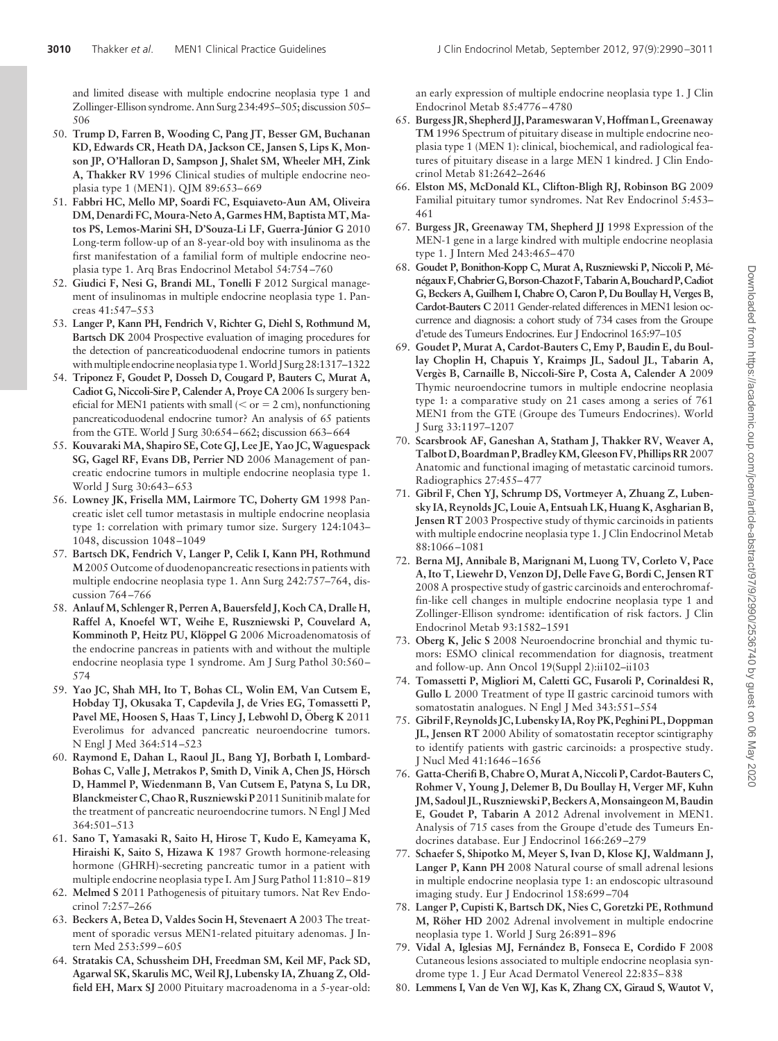and limited disease with multiple endocrine neoplasia type 1 and Zollinger-Ellison syndrome. Ann Surg 234:495–505; discussion 505–506

50. **Trump D, Farren B, Wooding C, Pang JT, Besser GM, Buchanan KD, Edwards CR, Heath DA, Jackson CE, Jansen S, Lips K, Monson JP, O'Halloran D, Sampson J, Shalet SM, Wheeler MH, Zink A, Thakker RV** 1996 Clinical studies of multiple endocrine neoplasia type 1 (MEN1). QJM 89:653–669
51. **Fabbri HC, Mello MP, Soardi FC, Esquiaveto-Aun AM, Oliveira DM, Denardi FC, Moura-Neto A, Garmes HM, Baptista MT, Matos PS, Lemos-Marini SH, D'Souza-Li LF, Guerra-Júnior G** 2010 Long-term follow-up of an 8-year-old boy with insulinoma as the first manifestation of a familial form of multiple endocrine neoplasia type 1. Arq Bras Endocrinol Metabol 54:754–760
52. **Giudici F, Nesi G, Brandi ML, Tonelli F** 2012 Surgical management of insulinomas in multiple endocrine neoplasia type 1. Pancreas 41:547–553
53. **Langer P, Kann PH, Fendrich V, Richter G, Diehl S, Rothmund M, Bartsch DK** 2004 Prospective evaluation of imaging procedures for the detection of pancreaticoduodenal endocrine tumors in patients with multiple endocrine neoplasia type 1. World J Surg 28:1317–1322
54. **Triponez F, Goudet P, Dosseh D, Cougard P, Bauters C, Murat A, Cadiot G, Niccoli-Sire P, Calender A, Proye CA** 2006 Is surgery beneficial for MEN1 patients with small (< or = 2 cm), nonfunctioning pancreaticoduodenal endocrine tumor? An analysis of 65 patients from the GTE. World J Surg 30:654–662; discussion 663–664
55. **Kouvaraki MA, Shapiro SE, Cote GJ, Lee JE, Yao JC, Waguespack SG, Gagel RF, Evans DB, Perrier ND** 2006 Management of pancreatic endocrine tumors in multiple endocrine neoplasia type 1. World J Surg 30:643–653
56. **Lowney JK, Frisella MM, Lairmore TC, Doherty GM** 1998 Pancreatic islet cell tumor metastasis in multiple endocrine neoplasia type 1: correlation with primary tumor size. Surgery 124:1043–1048, discussion 1048–1049
57. **Bartsch DK, Fendrich V, Langer P, Celik I, Kann PH, Rothmund M** 2005 Outcome of duodenopancreatic resections in patients with multiple endocrine neoplasia type 1. Ann Surg 242:757–764, discussion 764–766
58. **Anlauf M, Schlenger R, Perren A, Bauersfeld J, Koch CA, Dralle H, Raffel A, Knoefel WT, Weihe E, Ruszniewski P, Couvelard A, Komminoth P, Heitz PU, Klöppel G** 2006 Microadenomatosis of the endocrine pancreas in patients with and without the multiple endocrine neoplasia type 1 syndrome. Am J Surg Pathol 30:560–574
59. **Yao JC, Shah MH, Ito T, Bohas CL, Wolin EM, Van Cutsem E, Hobday TJ, Okusaka T, Capdevila J, de Vries EG, Tomassetti P, Pavel ME, Hoosen S, Haas T, Lincy J, Lebwohl D, Öberg K** 2011 Everolimus for advanced pancreatic neuroendocrine tumors. N Engl J Med 364:514–523
60. **Raymond E, Dahan L, Raoul JL, Bang YJ, Borbath I, Lombard-Bohas C, Valle J, Metrakos P, Smith D, Vinik A, Chen JS, Hörsch D, Hammel P, Wiedenmann B, Van Cutsem E, Patyna S, Lu DR, Blanckmeister C, Chao R, Ruszniewski P** 2011 Sunitinib malate for the treatment of pancreatic neuroendocrine tumors. N Engl J Med 364:501–513
61. **Sano T, Yamasaki R, Saito H, Hirose T, Kudo E, Kameyama K, Hiraishi K, Saito S, Hizawa K** 1987 Growth hormone-releasing hormone (GHRH)-secreting pancreatic tumor in a patient with multiple endocrine neoplasia type I. Am J Surg Pathol 11:810–819
62. **Melmed S** 2011 Pathogenesis of pituitary tumors. Nat Rev Endocrinol 7:257–266
63. **Beckers A, Betea D, Valdes Socin H, Stevenaert A** 2003 The treatment of sporadic versus MEN1-related pituitary adenomas. J Intern Med 253:599–605
64. **Stratakis CA, Schussheim DH, Freedman SM, Keil MF, Pack SD, Agarwal SK, Skarulis MC, Weil RJ, Lubensky IA, Zhuang Z, Oldfield EH, Marx SJ** 2000 Pituitary macroadenoma in a 5-year-old: an early expression of multiple endocrine neoplasia type 1. J Clin Endocrinol Metab 85:4776–4780
65. **Burgess JR, Shepherd JJ, Parameswaran V, Hoffman L, Greenaway TM** 1996 Spectrum of pituitary disease in multiple endocrine neoplasia type 1 (MEN 1): clinical, biochemical, and radiological features of pituitary disease in a large MEN 1 kindred. J Clin Endocrinol Metab 81:2642–2646
66. **Elston MS, McDonald KL, Clifton-Bligh RJ, Robinson BG** 2009 Familial pituitary tumor syndromes. Nat Rev Endocrinol 5:453–461
67. **Burgess JR, Greenaway TM, Shepherd JJ** 1998 Expression of the MEN-1 gene in a large kindred with multiple endocrine neoplasia type 1. J Intern Med 243:465–470
68. **Goudet P, Bonithon-Kopp C, Murat A, Ruszniewski P, Niccoli P, Ménégaux F, Chabrier G, Borson-Chazot F, Tabarin A, Bouchard P, Cadiot G, Beckers A, Guilhem I, Chabre O, Caron P, Du Boullay H, Verges B, Cardot-Bauters C** 2011 Gender-related differences in MEN1 lesion occurrence and diagnosis: a cohort study of 734 cases from the Groupe d'etude des Tumeurs Endocrines. Eur J Endocrinol 165:97–105
69. **Goudet P, Murat A, Cardot-Bauters C, Emy P, Baudin E, du Boullay Choplin H, Chapuis Y, Kraimps JL, Sadoul JL, Tabarin A, Vergès B, Carnaille B, Niccoli-Sire P, Costa A, Calender A** 2009 Thymic neuroendocrine tumors in multiple endocrine neoplasia type 1: a comparative study on 21 cases among a series of 761 MEN1 from the GTE (Groupe des Tumeurs Endocrines). World J Surg 33:1197–1207
70. **Scarsbrook AF, Ganeshan A, Statham J, Thakker RV, Weaver A, Talbot D, Boardman P, Bradley KM, Gleeson FV, Phillips RR** 2007 Anatomic and functional imaging of metastatic carcinoid tumors. Radiographics 27:455–477
71. **Gibril F, Chen YJ, Schrump DS, Vortmeyer A, Zhuang Z, Lubensky IA, Reynolds JC, Louie A, Entsuah LK, Huang K, Asgharian B, Jensen RT** 2003 Prospective study of thymic carcinoids in patients with multiple endocrine neoplasia type 1. J Clin Endocrinol Metab 88:1066–1081
72. **Berna MJ, Annibale B, Marignani M, Luong TV, Corleto V, Pace A, Ito T, Liewehr D, Venzon DJ, Delle Fave G, Bordi C, Jensen RT** 2008 A prospective study of gastric carcinoids and enterochromaffin-like cell changes in multiple endocrine neoplasia type 1 and Zollinger-Ellison syndrome: identification of risk factors. J Clin Endocrinol Metab 93:1582–1591
73. **Oberg K, Jelic S** 2008 Neuroendocrine bronchial and thymic tumors: ESMO clinical recommendation for diagnosis, treatment and follow-up. Ann Oncol 19(Suppl 2):ii102–ii103
74. **Tomassetti P, Migliori M, Caletti GC, Fusaroli P, Corinaldesi R, Gullo L** 2000 Treatment of type II gastric carcinoid tumors with somatostatin analogues. N Engl J Med 343:551–554
75. **Gibril F, Reynolds JC, Lubensky IA, Roy PK, Peghini PL, Doppman JL, Jensen RT** 2000 Ability of somatostatin receptor scintigraphy to identify patients with gastric carcinoids: a prospective study. J Nucl Med 41:1646–1656
76. **Gatta-Cherifi B, Chabre O, Murat A, Niccoli P, Cardot-Bauters C, Rohmer V, Young J, Delemer B, Du Boullay H, Verger MF, Kuhn JM, Sadoul JL, Ruszniewski P, Beckers A, Monsaingeon M, Baudin E, Goudet P, Tabarin A** 2012 Adrenal involvement in MEN1. Analysis of 715 cases from the Groupe d'etude des Tumeurs Endocrines database. Eur J Endocrinol 166:269–279
77. **Schaefer S, Shipotko M, Meyer S, Ivan D, Klose KJ, Waldmann J, Langer P, Kann PH** 2008 Natural course of small adrenal lesions in multiple endocrine neoplasia type 1: an endoscopic ultrasound imaging study. Eur J Endocrinol 158:699–704
78. **Langer P, Cupisti K, Bartsch DK, Nies C, Goretzki PE, Rothmund M, Röher HD** 2002 Adrenal involvement in multiple endocrine neoplasia type 1. World J Surg 26:891–896
79. **Vidal A, Iglesias MJ, Fernández B, Fonseca E, Cordido F** 2008 Cutaneous lesions associated to multiple endocrine neoplasia syndrome type 1. J Eur Acad Dermatol Venereol 22:835–838
80. **Lemmens I, Van de Ven WJ, Kas K, Zhang CX, Giraud S, Wautot V,**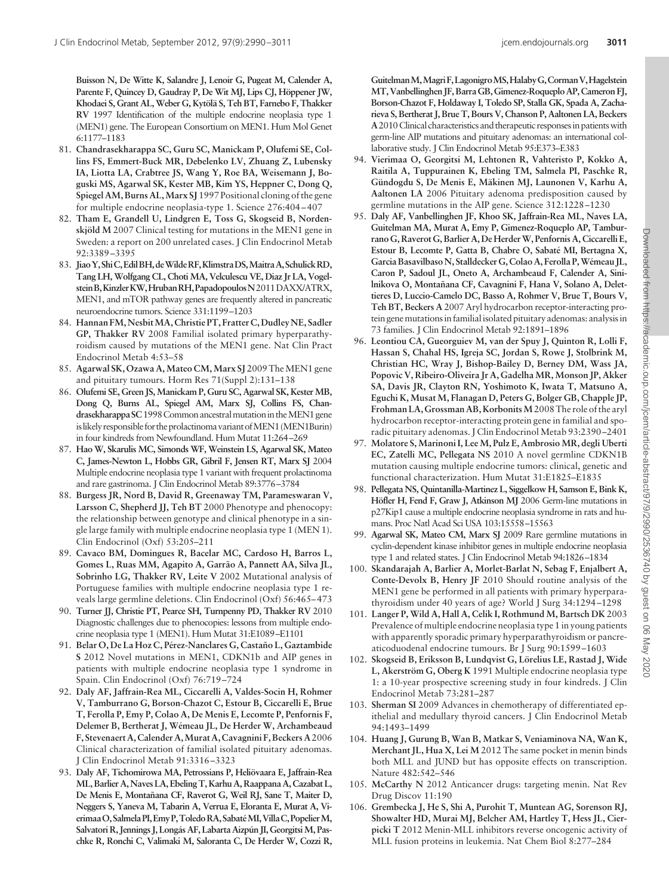**Buisson N, De Witte K, Salandre J, Lenoir G, Pugeat M, Calender A, Parente F, Quincey D, Gaudray P, De Wit MJ, Lips CJ, Höppener JW, Khodaei S, Grant AL, Weber G, Kytölä S, Teh BT, Farnebo F, Thakker RV** 1997 Identification of the multiple endocrine neoplasia type 1 (MEN1) gene. The European Consortium on MEN1. Hum Mol Genet 6:1177–1183

81. **Chandrasekharappa SC, Guru SC, Manickam P, Olufemi SE, Collins FS, Emmert-Buck MR, Debelenko LV, Zhuang Z, Lubensky IA, Liotta LA, Crabtree JS, Wang Y, Roe BA, Weisemann J, Boguski MS, Agarwal SK, Kester MB, Kim YS, Heppner C, Dong Q, Spiegel AM, Burns AL, Marx SJ** 1997 Positional cloning of the gene for multiple endocrine neoplasia-type 1. Science 276:404–407
82. **Tham E, Grandell U, Lindgren E, Toss G, Skogseid B, Nordenskjöld M** 2007 Clinical testing for mutations in the MEN1 gene in Sweden: a report on 200 unrelated cases. J Clin Endocrinol Metab 92:3389–3395
83. **Jiao Y, Shi C, Edil BH, de Wilde RF, Klimstra DS, Maitra A, Schulick RD, Tang LH, Wolfgang CL, Choti MA, Velculescu VE, Diaz Jr LA, Vogelstein B, Kinzler KW, Hruban RH, Papadopoulos N** 2011 DAXX/ATRX, MEN1, and mTOR pathway genes are frequently altered in pancreatic neuroendocrine tumors. Science 331:1199–1203
84. **Hannan FM, Nesbit MA, Christie PT, Fratter C, Dudley NE, Sadler GP, Thakker RV** 2008 Familial isolated primary hyperparathyroidism caused by mutations of the MEN1 gene. Nat Clin Pract Endocrinol Metab 4:53–58
85. **Agarwal SK, Ozawa A, Mateo CM, Marx SJ** 2009 The MEN1 gene and pituitary tumours. Horm Res 71(Suppl 2):131–138
86. **Olufemi SE, Green JS, Manickam P, Guru SC, Agarwal SK, Kester MB, Dong Q, Burns AL, Spiegel AM, Marx SJ, Collins FS, Chandrasekharappa SC** 1998 Common ancestral mutation in the MEN1 gene is likely responsible for the prolactinoma variant of MEN1 (MEN1Burin) in four kindreds from Newfoundland. Hum Mutat 11:264–269
87. **Hao W, Skarulis MC, Simonds WF, Weinstein LS, Agarwal SK, Mateo C, James-Newton L, Hobbs GR, Gibril F, Jensen RT, Marx SJ** 2004 Multiple endocrine neoplasia type 1 variant with frequent prolactinoma and rare gastrinoma. J Clin Endocrinol Metab 89:3776–3784
88. **Burgess JR, Nord B, David R, Greenaway TM, Parameswaran V, Larsson C, Shepherd JJ, Teh BT** 2000 Phenotype and phenocopy: the relationship between genotype and clinical phenotype in a single large family with multiple endocrine neoplasia type 1 (MEN 1). Clin Endocrinol (Oxf) 53:205–211
89. **Cavaco BM, Domingues R, Bacelar MC, Cardoso H, Barros L, Gomes L, Ruas MM, Agapito A, Garrão A, Pannett AA, Silva JL, Sobrinho LG, Thakker RV, Leite V** 2002 Mutational analysis of Portuguese families with multiple endocrine neoplasia type 1 reveals large germline deletions. Clin Endocrinol (Oxf) 56:465–473
90. **Turner JJ, Christie PT, Pearce SH, Turnpenny PD, Thakker RV** 2010 Diagnostic challenges due to phenocopies: lessons from multiple endocrine neoplasia type 1 (MEN1). Hum Mutat 31:E1089–E1101
91. **Belar O, De La Hoz C, Pérez-Nanclares G, Castaño L, Gaztambide S** 2012 Novel mutations in MEN1, CDKN1b and AIP genes in patients with multiple endocrine neoplasia type 1 syndrome in Spain. Clin Endocrinol (Oxf) 76:719–724
92. **Daly AF, Jaffrain-Rea ML, Ciccarelli A, Valdes-Socin H, Rohmer V, Tamburrano G, Borson-Chazot C, Estour B, Ciccarelli E, Brue T, Ferolla P, Emy P, Colao A, De Menis E, Lecomte P, Penfornis F, Delemer B, Bertherat J, Wémeau JL, De Herder W, Archambeaud F, Stevenaert A, Calender A, Murat A, Cavagnini F, Beckers A** 2006 Clinical characterization of familial isolated pituitary adenomas. J Clin Endocrinol Metab 91:3316–3323
93. **Daly AF, Tichomirowa MA, Petrossians P, Heliövaara E, Jaffrain-Rea ML, Barlier A, Naves LA, Ebeling T, Karhu A, Raappana A, Cazabat L, De Menis E, Montañana CF, Raverot G, Weil RJ, Sane T, Maiter D, Neggers S, Yaneva M, Tabarin A, Verrua E, Eloranta E, Murat A, Vierimaa O, Salmela PI, Emy P, Toledo RA, Sabaté MI, Villa C, Popelier M, Salvatori R, Jennings J, Longás AF, Labarta Aizpún JI, Georgitsi M, Paschke R, Ronchi C, Valimaki M, Saloranta C, De Herder W, Cozzi R, Guitelman M, Magri F, Lagonigro MS, Halaby G, Corman V, Hagelstein MT, Vanbellinghen JF, Barra GB, Gimenez-Roqueplo AP, Cameron FJ, Borson-Chazot F, Holdaway I, Toledo SP, Stalla GK, Spada A, Zacharieva S, Bertherat J, Brue T, Bours V, Chanson P, Aaltonen LA, Beckers A** 2010 Clinical characteristics and therapeutic responses in patients with germ-line AIP mutations and pituitary adenomas: an international collaborative study. J Clin Endocrinol Metab 95:E373–E383
94. **Vierimaa O, Georgitsi M, Lehtonen R, Vahteristo P, Kokko A, Raitila A, Tuppurainen K, Ebeling TM, Salmela PI, Paschke R, Gündogdu S, De Menis E, Mäkinen MJ, Launonen V, Karhu A, Aaltonen LA** 2006 Pituitary adenoma predisposition caused by germline mutations in the AIP gene. Science 312:1228–1230
95. **Daly AF, Vanbellinghen JF, Khoo SK, Jaffrain-Rea ML, Naves LA, Guitelman MA, Murat A, Emy P, Gimenez-Roqueplo AP, Tamburrano G, Raverot G, Barlier A, De Herder W, Penfornis A, Ciccarelli E, Estour B, Lecomte P, Gatta B, Chabre O, Sabaté MI, Bertagna X, Garcia Basavilbaso N, Stalldecker G, Colao A, Ferolla P, Wémeau JL, Caron P, Sadoul JL, Oneto A, Archambeaud F, Calender A, Sinilnikova O, Montañana CF, Cavagnini F, Hana V, Solano A, Delettieres D, Luccio-Camelo DC, Basso A, Rohmer V, Brue T, Bours V, Teh BT, Beckers A** 2007 Aryl hydrocarbon receptor-interacting protein gene mutations in familial isolated pituitary adenomas: analysis in 73 families. J Clin Endocrinol Metab 92:1891–1896
96. **Leontiou CA, Gueorguiev M, van der Spuy J, Quinton R, Lolli F, Hassan S, Chahal HS, Igreja SC, Jordan S, Rowe J, Stolbrink M, Christian HC, Wray J, Bishop-Bailey D, Berney DM, Wass JA, Popovic V, Ribeiro-Oliveira Jr A, Gadelha MR, Monson JP, Akker SA, Davis JR, Clayton RN, Yoshimoto K, Iwata T, Matsuno A, Eguchi K, Musat M, Flanagan D, Peters G, Bolger GB, Chapple JP, Frohman LA, Grossman AB, Korbonits M** 2008 The role of the aryl hydrocarbon receptor-interacting protein gene in familial and sporadic pituitary adenomas. J Clin Endocrinol Metab 93:2390–2401
97. **Molatore S, Marinoni I, Lee M, Pulz E, Ambrosio MR, degli Uberti EC, Zatelli MC, Pellegata NS** 2010 A novel germline CDKN1B mutation causing multiple endocrine tumors: clinical, genetic and functional characterization. Hum Mutat 31:E1825–E1835
98. **Pellegata NS, Quintanilla-Martinez L, Siggelkow H, Samson E, Bink K, Höfler H, Fend F, Graw J, Atkinson MJ** 2006 Germ-line mutations in p27Kip1 cause a multiple endocrine neoplasia syndrome in rats and humans. Proc Natl Acad Sci USA 103:15558–15563
99. **Agarwal SK, Mateo CM, Marx SJ** 2009 Rare germline mutations in cyclin-dependent kinase inhibitor genes in multiple endocrine neoplasia type 1 and related states. J Clin Endocrinol Metab 94:1826–1834
100. **Skandarajah A, Barlier A, Morlet-Barlat N, Sebag F, Enjalbert A, Conte-Devolx B, Henry JF** 2010 Should routine analysis of the MEN1 gene be performed in all patients with primary hyperparathyroidism under 40 years of age? World J Surg 34:1294–1298
101. **Langer P, Wild A, Hall A, Celik I, Rothmund M, Bartsch DK** 2003 Prevalence of multiple endocrine neoplasia type 1 in young patients with apparently sporadic primary hyperparathyroidism or pancreaticoduodenal endocrine tumours. Br J Surg 90:1599–1603
102. **Skogseid B, Eriksson B, Lundqvist G, Lörelius LE, Rastad J, Wide L, Akerström G, Oberg K** 1991 Multiple endocrine neoplasia type 1: a 10-year prospective screening study in four kindreds. J Clin Endocrinol Metab 73:281–287
103. **Sherman SI** 2009 Advances in chemotherapy of differentiated epithelial and medullary thyroid cancers. J Clin Endocrinol Metab 94:1493–1499
104. **Huang J, Gurung B, Wan B, Matkar S, Veniaminova NA, Wan K, Merchant JL, Hua X, Lei M** 2012 The same pocket in menin binds both MLL and JUND but has opposite effects on transcription. Nature 482:542–546
105. **McCarthy N** 2012 Anticancer drugs: targeting menin. Nat Rev Drug Discov 11:190
106. **Grembecka J, He S, Shi A, Purohit T, Muntean AG, Sorenson RJ, Showalter HD, Murai MJ, Belcher AM, Hartley T, Hess JL, Cierpicki T** 2012 Menin-MLL inhibitors reverse oncogenic activity of MLL fusion proteins in leukemia. Nat Chem Biol 8:277–284